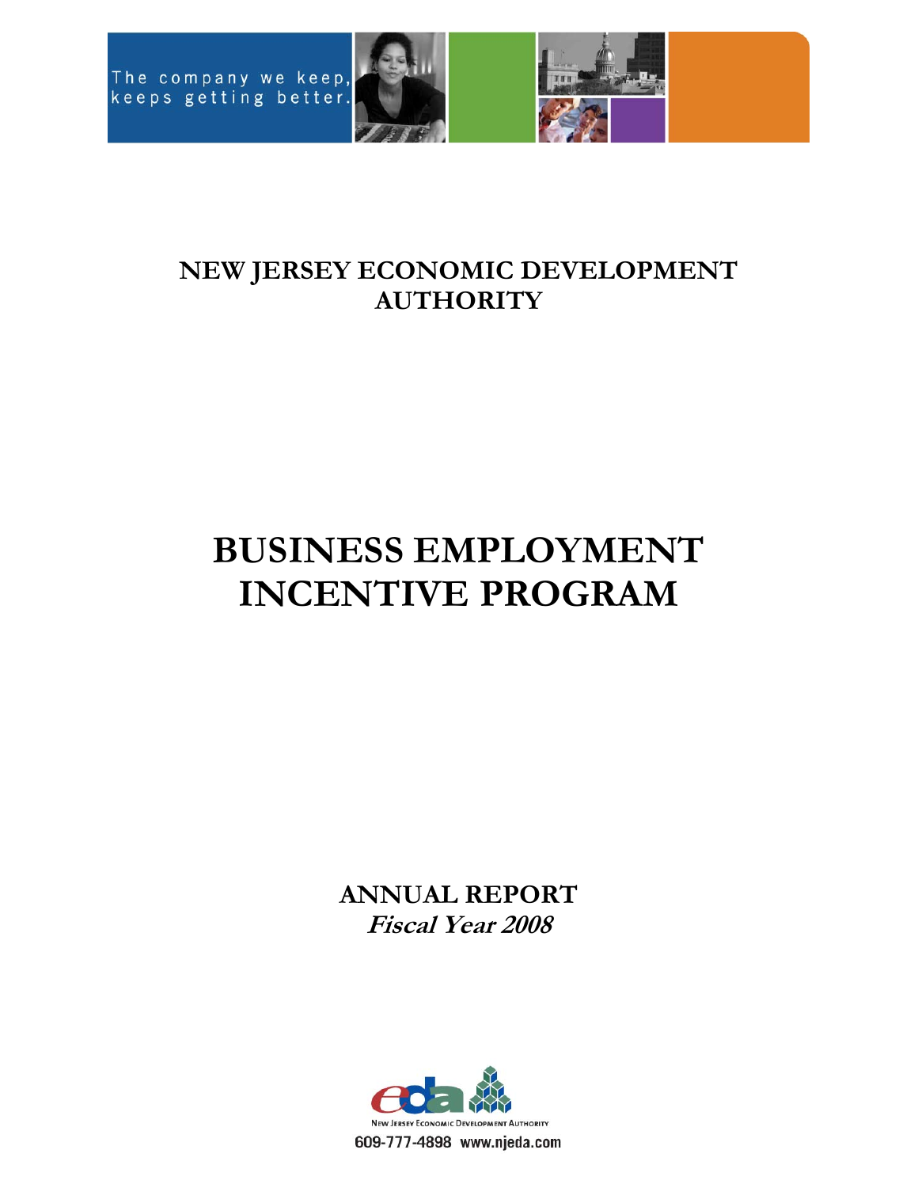The company we keep, keeps getting better.

# NEW JERSEY ECONOMIC DEVELOPMENT AUTHORITY

# BUSINESS EMPLOYMENT INCENTIVE PROGRAM

## ANNUAL REPORT

***Fiscal Year 2008***

NEW JERSEY ECONOMIC DEVELOPMENT AUTHORITY

609-777-4898 www.njeda.com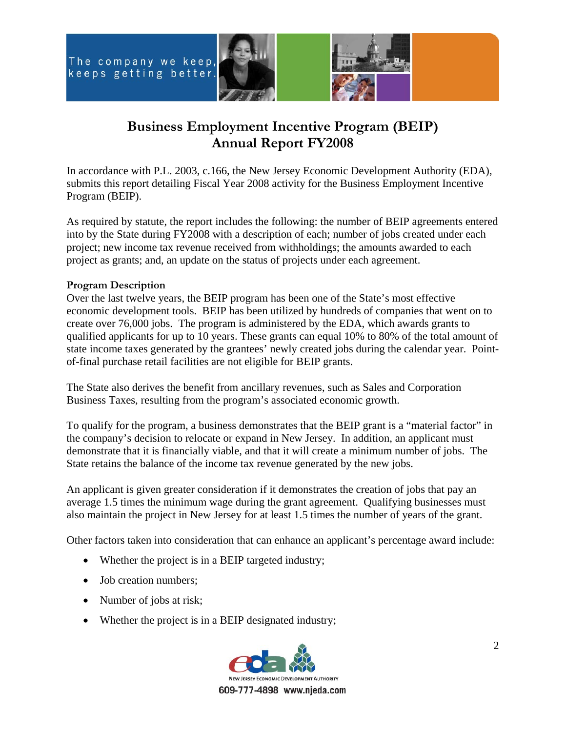# Business Employment Incentive Program (BEIP) Annual Report FY2008

In accordance with P.L. 2003, c.166, the New Jersey Economic Development Authority (EDA), submits this report detailing Fiscal Year 2008 activity for the Business Employment Incentive Program (BEIP).

As required by statute, the report includes the following: the number of BEIP agreements entered into by the State during FY2008 with a description of each; number of jobs created under each project; new income tax revenue received from withholdings; the amounts awarded to each project as grants; and, an update on the status of projects under each agreement.

**Program Description**

Over the last twelve years, the BEIP program has been one of the State's most effective economic development tools. BEIP has been utilized by hundreds of companies that went on to create over 76,000 jobs. The program is administered by the EDA, which awards grants to qualified applicants for up to 10 years. These grants can equal 10% to 80% of the total amount of state income taxes generated by the grantees' newly created jobs during the calendar year. Point-of-final purchase retail facilities are not eligible for BEIP grants.

The State also derives the benefit from ancillary revenues, such as Sales and Corporation Business Taxes, resulting from the program's associated economic growth.

To qualify for the program, a business demonstrates that the BEIP grant is a "material factor" in the company's decision to relocate or expand in New Jersey. In addition, an applicant must demonstrate that it is financially viable, and that it will create a minimum number of jobs. The State retains the balance of the income tax revenue generated by the new jobs.

An applicant is given greater consideration if it demonstrates the creation of jobs that pay an average 1.5 times the minimum wage during the grant agreement. Qualifying businesses must also maintain the project in New Jersey for at least 1.5 times the number of years of the grant.

Other factors taken into consideration that can enhance an applicant's percentage award include:

- Whether the project is in a BEIP targeted industry;
- Job creation numbers;
- Number of jobs at risk;
- Whether the project is in a BEIP designated industry;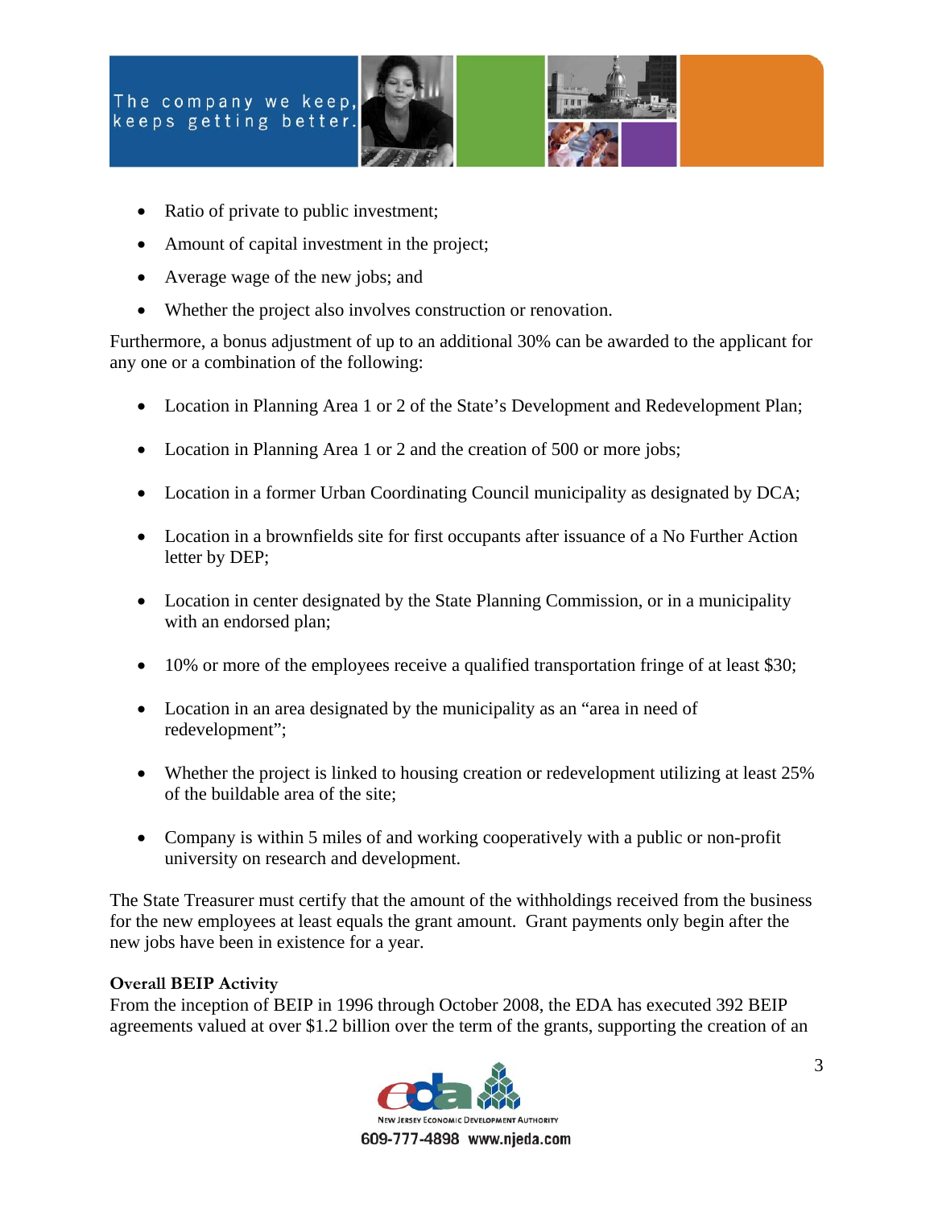- Ratio of private to public investment;
- Amount of capital investment in the project;
- Average wage of the new jobs; and
- Whether the project also involves construction or renovation.

Furthermore, a bonus adjustment of up to an additional 30% can be awarded to the applicant for any one or a combination of the following:

- Location in Planning Area 1 or 2 of the State's Development and Redevelopment Plan;
- Location in Planning Area 1 or 2 and the creation of 500 or more jobs;
- Location in a former Urban Coordinating Council municipality as designated by DCA;
- Location in a brownfields site for first occupants after issuance of a No Further Action letter by DEP;
- Location in center designated by the State Planning Commission, or in a municipality with an endorsed plan;
- 10% or more of the employees receive a qualified transportation fringe of at least $30;
- Location in an area designated by the municipality as an "area in need of redevelopment";
- Whether the project is linked to housing creation or redevelopment utilizing at least 25% of the buildable area of the site;
- Company is within 5 miles of and working cooperatively with a public or non-profit university on research and development.

The State Treasurer must certify that the amount of the withholdings received from the business for the new employees at least equals the grant amount. Grant payments only begin after the new jobs have been in existence for a year.

**Overall BEIP Activity**

From the inception of BEIP in 1996 through October 2008, the EDA has executed 392 BEIP agreements valued at over $1.2 billion over the term of the grants, supporting the creation of an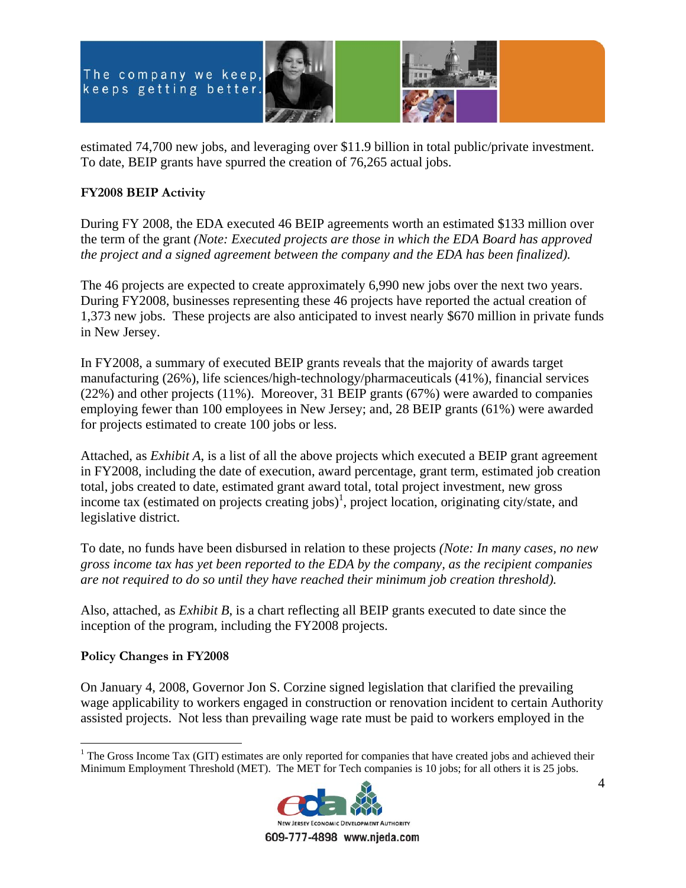estimated 74,700 new jobs, and leveraging over $11.9 billion in total public/private investment. To date, BEIP grants have spurred the creation of 76,265 actual jobs.

**FY2008 BEIP Activity**

During FY 2008, the EDA executed 46 BEIP agreements worth an estimated $133 million over the term of the grant *(Note: Executed projects are those in which the EDA Board has approved the project and a signed agreement between the company and the EDA has been finalized).*

The 46 projects are expected to create approximately 6,990 new jobs over the next two years. During FY2008, businesses representing these 46 projects have reported the actual creation of 1,373 new jobs. These projects are also anticipated to invest nearly $670 million in private funds in New Jersey.

In FY2008, a summary of executed BEIP grants reveals that the majority of awards target manufacturing (26%), life sciences/high-technology/pharmaceuticals (41%), financial services (22%) and other projects (11%). Moreover, 31 BEIP grants (67%) were awarded to companies employing fewer than 100 employees in New Jersey; and, 28 BEIP grants (61%) were awarded for projects estimated to create 100 jobs or less.

Attached, as *Exhibit A*, is a list of all the above projects which executed a BEIP grant agreement in FY2008, including the date of execution, award percentage, grant term, estimated job creation total, jobs created to date, estimated grant award total, total project investment, new gross income tax (estimated on projects creating jobs)[1], project location, originating city/state, and legislative district.

To date, no funds have been disbursed in relation to these projects *(Note: In many cases, no new gross income tax has yet been reported to the EDA by the company, as the recipient companies are not required to do so until they have reached their minimum job creation threshold).*

Also, attached, as *Exhibit B*, is a chart reflecting all BEIP grants executed to date since the inception of the program, including the FY2008 projects.

**Policy Changes in FY2008**

On January 4, 2008, Governor Jon S. Corzine signed legislation that clarified the prevailing wage applicability to workers engaged in construction or renovation incident to certain Authority assisted projects. Not less than prevailing wage rate must be paid to workers employed in the

[1] The Gross Income Tax (GIT) estimates are only reported for companies that have created jobs and achieved their Minimum Employment Threshold (MET). The MET for Tech companies is 10 jobs; for all others it is 25 jobs.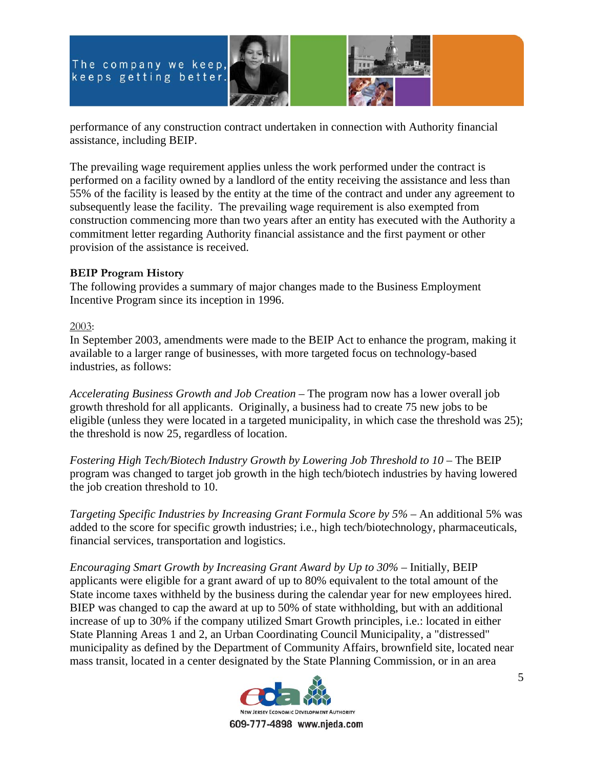performance of any construction contract undertaken in connection with Authority financial assistance, including BEIP.

The prevailing wage requirement applies unless the work performed under the contract is performed on a facility owned by a landlord of the entity receiving the assistance and less than 55% of the facility is leased by the entity at the time of the contract and under any agreement to subsequently lease the facility. The prevailing wage requirement is also exempted from construction commencing more than two years after an entity has executed with the Authority a commitment letter regarding Authority financial assistance and the first payment or other provision of the assistance is received.

**BEIP Program History**

The following provides a summary of major changes made to the Business Employment Incentive Program since its inception in 1996.

2003:

In September 2003, amendments were made to the BEIP Act to enhance the program, making it available to a larger range of businesses, with more targeted focus on technology-based industries, as follows:

*Accelerating Business Growth and Job Creation* – The program now has a lower overall job growth threshold for all applicants. Originally, a business had to create 75 new jobs to be eligible (unless they were located in a targeted municipality, in which case the threshold was 25); the threshold is now 25, regardless of location.

*Fostering High Tech/Biotech Industry Growth by Lowering Job Threshold to 10* – The BEIP program was changed to target job growth in the high tech/biotech industries by having lowered the job creation threshold to 10.

*Targeting Specific Industries by Increasing Grant Formula Score by 5%* – An additional 5% was added to the score for specific growth industries; i.e., high tech/biotechnology, pharmaceuticals, financial services, transportation and logistics.

*Encouraging Smart Growth by Increasing Grant Award by Up to 30%* – Initially, BEIP applicants were eligible for a grant award of up to 80% equivalent to the total amount of the State income taxes withheld by the business during the calendar year for new employees hired. BIEP was changed to cap the award at up to 50% of state withholding, but with an additional increase of up to 30% if the company utilized Smart Growth principles, i.e.: located in either State Planning Areas 1 and 2, an Urban Coordinating Council Municipality, a "distressed" municipality as defined by the Department of Community Affairs, brownfield site, located near mass transit, located in a center designated by the State Planning Commission, or in an area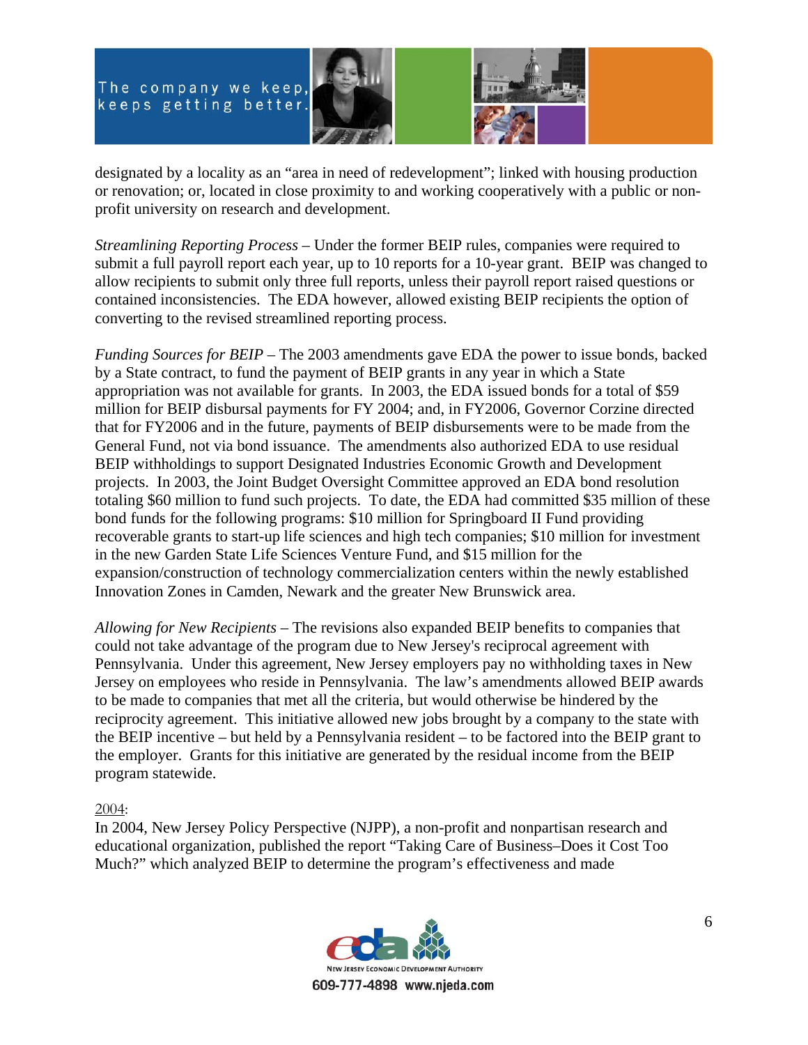designated by a locality as an "area in need of redevelopment"; linked with housing production or renovation; or, located in close proximity to and working cooperatively with a public or non-profit university on research and development.

*Streamlining Reporting Process* – Under the former BEIP rules, companies were required to submit a full payroll report each year, up to 10 reports for a 10-year grant. BEIP was changed to allow recipients to submit only three full reports, unless their payroll report raised questions or contained inconsistencies. The EDA however, allowed existing BEIP recipients the option of converting to the revised streamlined reporting process.

*Funding Sources for BEIP* – The 2003 amendments gave EDA the power to issue bonds, backed by a State contract, to fund the payment of BEIP grants in any year in which a State appropriation was not available for grants. In 2003, the EDA issued bonds for a total of $59 million for BEIP disbursal payments for FY 2004; and, in FY2006, Governor Corzine directed that for FY2006 and in the future, payments of BEIP disbursements were to be made from the General Fund, not via bond issuance. The amendments also authorized EDA to use residual BEIP withholdings to support Designated Industries Economic Growth and Development projects. In 2003, the Joint Budget Oversight Committee approved an EDA bond resolution totaling $60 million to fund such projects. To date, the EDA had committed $35 million of these bond funds for the following programs: $10 million for Springboard II Fund providing recoverable grants to start-up life sciences and high tech companies; $10 million for investment in the new Garden State Life Sciences Venture Fund, and $15 million for the expansion/construction of technology commercialization centers within the newly established Innovation Zones in Camden, Newark and the greater New Brunswick area.

*Allowing for New Recipients* – The revisions also expanded BEIP benefits to companies that could not take advantage of the program due to New Jersey's reciprocal agreement with Pennsylvania. Under this agreement, New Jersey employers pay no withholding taxes in New Jersey on employees who reside in Pennsylvania. The law's amendments allowed BEIP awards to be made to companies that met all the criteria, but would otherwise be hindered by the reciprocity agreement. This initiative allowed new jobs brought by a company to the state with the BEIP incentive – but held by a Pennsylvania resident – to be factored into the BEIP grant to the employer. Grants for this initiative are generated by the residual income from the BEIP program statewide.

2004:

In 2004, New Jersey Policy Perspective (NJPP), a non-profit and nonpartisan research and educational organization, published the report "Taking Care of Business–Does it Cost Too Much?" which analyzed BEIP to determine the program's effectiveness and made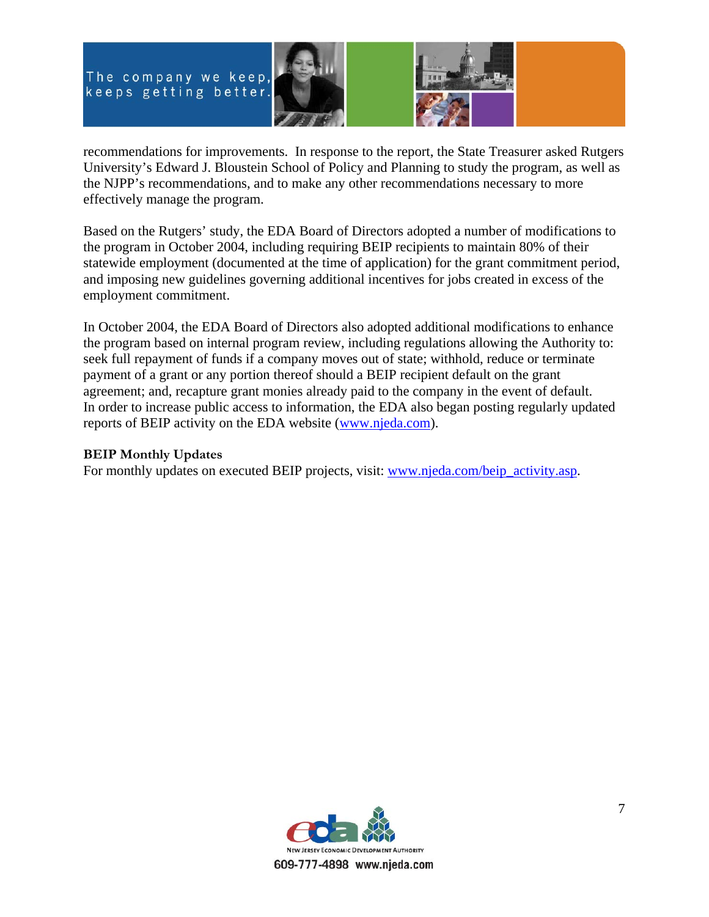recommendations for improvements. In response to the report, the State Treasurer asked Rutgers University's Edward J. Bloustein School of Policy and Planning to study the program, as well as the NJPP's recommendations, and to make any other recommendations necessary to more effectively manage the program.

Based on the Rutgers' study, the EDA Board of Directors adopted a number of modifications to the program in October 2004, including requiring BEIP recipients to maintain 80% of their statewide employment (documented at the time of application) for the grant commitment period, and imposing new guidelines governing additional incentives for jobs created in excess of the employment commitment.

In October 2004, the EDA Board of Directors also adopted additional modifications to enhance the program based on internal program review, including regulations allowing the Authority to: seek full repayment of funds if a company moves out of state; withhold, reduce or terminate payment of a grant or any portion thereof should a BEIP recipient default on the grant agreement; and, recapture grant monies already paid to the company in the event of default. In order to increase public access to information, the EDA also began posting regularly updated reports of BEIP activity on the EDA website (www.njeda.com).

**BEIP Monthly Updates**
For monthly updates on executed BEIP projects, visit: www.njeda.com/beip_activity.asp.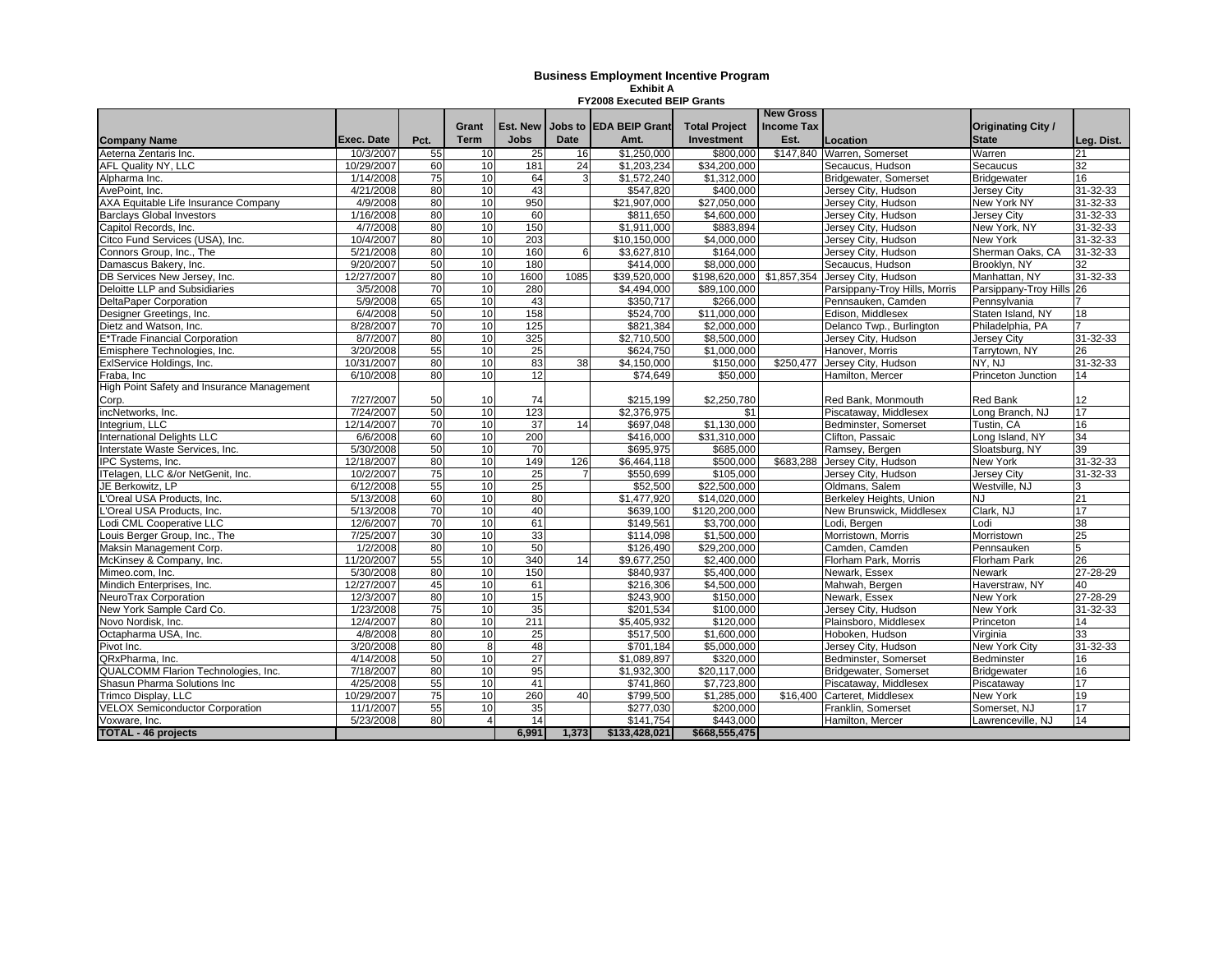# Business Employment Incentive Program

**Exhibit A**

**FY2008 Executed BEIP Grants**

| Company Name | Exec. Date | Pct. | Grant Term | Est. New Jobs | Jobs to Date | EDA BEIP Grant Amt. | Total Project Investment | New Gross Income Tax Est. | Location | Originating City / State | Leg. Dist. |
|---|---|---|---|---|---|---|---|---|---|---|---|
| Aeterna Zentaris Inc. | 10/3/2007 | 55 | 10 | 25 | 16 | $1,250,000 | $800,000 | $147,840 | Warren, Somerset | Warren | 21 |
| AFL Quality NY, LLC | 10/29/2007 | 60 | 10 | 181 | 24 | $1,203,234 | $34,200,000 | | Secaucus, Hudson | Secaucus | 32 |
| Alpharma Inc. | 1/14/2008 | 75 | 10 | 64 | 3 | $1,572,240 | $1,312,000 | | Bridgewater, Somerset | Bridgewater | 16 |
| AvePoint, Inc. | 4/21/2008 | 80 | 10 | 43 | | $547,820 | $400,000 | | Jersey City, Hudson | Jersey City | 31-32-33 |
| AXA Equitable Life Insurance Company | 4/9/2008 | 80 | 10 | 950 | | $21,907,000 | $27,050,000 | | Jersey City, Hudson | New York NY | 31-32-33 |
| Barclays Global Investors | 1/16/2008 | 80 | 10 | 60 | | $811,650 | $4,600,000 | | Jersey City, Hudson | Jersey City | 31-32-33 |
| Capitol Records, Inc. | 4/7/2008 | 80 | 10 | 150 | | $1,911,000 | $883,894 | | Jersey City, Hudson | New York, NY | 31-32-33 |
| Citco Fund Services (USA), Inc. | 10/4/2007 | 80 | 10 | 203 | | $10,150,000 | $4,000,000 | | Jersey City, Hudson | New York | 31-32-33 |
| Connors Group, Inc., The | 5/21/2008 | 80 | 10 | 160 | 6 | $3,627,810 | $164,000 | | Jersey City, Hudson | Sherman Oaks, CA | 31-32-33 |
| Damascus Bakery, Inc. | 9/20/2007 | 50 | 10 | 180 | | $414,000 | $8,000,000 | | Secaucus, Hudson | Brooklyn, NY | 32 |
| DB Services New Jersey, Inc. | 12/27/2007 | 80 | 10 | 1600 | 1085 | $39,520,000 | $198,620,000 | $1,857,354 | Jersey City, Hudson | Manhattan, NY | 31-32-33 |
| Deloitte LLP and Subsidiaries | 3/5/2008 | 70 | 10 | 280 | | $4,494,000 | $89,100,000 | | Parsippany-Troy Hills, Morris | Parsippany-Troy Hills | 26 |
| DeltaPaper Corporation | 5/9/2008 | 65 | 10 | 43 | | $350,717 | $266,000 | | Pennsauken, Camden | Pennsylvania | 7 |
| Designer Greetings, Inc. | 6/4/2008 | 50 | 10 | 158 | | $524,700 | $11,000,000 | | Edison, Middlesex | Staten Island, NY | 18 |
| Dietz and Watson, Inc. | 8/28/2007 | 70 | 10 | 125 | | $821,384 | $2,000,000 | | Delanco Twp., Burlington | Philadelphia, PA | 7 |
| E*Trade Financial Corporation | 8/7/2007 | 80 | 10 | 325 | | $2,710,500 | $8,500,000 | | Jersey City, Hudson | Jersey City | 31-32-33 |
| Emisphere Technologies, Inc. | 3/20/2008 | 55 | 10 | 25 | | $624,750 | $1,000,000 | | Hanover, Morris | Tarrytown, NY | 26 |
| ExlService Holdings, Inc. | 10/31/2007 | 80 | 10 | 83 | 38 | $4,150,000 | $150,000 | $250,477 | Jersey City, Hudson | NY, NJ | 31-32-33 |
| Fraba, Inc | 6/10/2008 | 80 | 10 | 12 | | $74,649 | $50,000 | | Hamilton, Mercer | Princeton Junction | 14 |
| High Point Safety and Insurance Management Corp. | 7/27/2007 | 50 | 10 | 74 | | $215,199 | $2,250,780 | | Red Bank, Monmouth | Red Bank | 12 |
| incNetworks, Inc. | 7/24/2007 | 50 | 10 | 123 | | $2,376,975 | $1 | | Piscataway, Middlesex | Long Branch, NJ | 17 |
| Integrium, LLC | 12/14/2007 | 70 | 10 | 37 | 14 | $697,048 | $1,130,000 | | Bedminster, Somerset | Tustin, CA | 16 |
| International Delights LLC | 6/6/2008 | 60 | 10 | 200 | | $416,000 | $31,310,000 | | Clifton, Passaic | Long Island, NY | 34 |
| Interstate Waste Services, Inc. | 5/30/2008 | 50 | 10 | 70 | | $695,975 | $685,000 | | Ramsey, Bergen | Sloatsburg, NY | 39 |
| IPC Systems, Inc. | 12/18/2007 | 80 | 10 | 149 | 126 | $6,464,118 | $500,000 | $683,288 | Jersey City, Hudson | New York | 31-32-33 |
| ITelagen, LLC &/or NetGenit, Inc. | 10/2/2007 | 75 | 10 | 25 | 7 | $550,699 | $105,000 | | Jersey City, Hudson | Jersey City | 31-32-33 |
| JE Berkowitz, LP | 6/12/2008 | 55 | 10 | 25 | | $52,500 | $22,500,000 | | Oldmans, Salem | Westville, NJ | 3 |
| L'Oreal USA Products, Inc. | 5/13/2008 | 60 | 10 | 80 | | $1,477,920 | $14,020,000 | | Berkeley Heights, Union | NJ | 21 |
| L'Oreal USA Products, Inc. | 5/13/2008 | 70 | 10 | 40 | | $639,100 | $120,200,000 | | New Brunswick, Middlesex | Clark, NJ | 17 |
| Lodi CML Cooperative LLC | 12/6/2007 | 70 | 10 | 61 | | $149,561 | $3,700,000 | | Lodi, Bergen | Lodi | 38 |
| Louis Berger Group, Inc., The | 7/25/2007 | 30 | 10 | 33 | | $114,098 | $1,500,000 | | Morristown, Morris | Morristown | 25 |
| Maksin Management Corp. | 1/2/2008 | 80 | 10 | 50 | | $126,490 | $29,200,000 | | Camden, Camden | Pennsauken | 5 |
| McKinsey & Company, Inc. | 11/20/2007 | 55 | 10 | 340 | 14 | $9,677,250 | $2,400,000 | | Florham Park, Morris | Florham Park | 26 |
| Mimeo.com, Inc. | 5/30/2008 | 80 | 10 | 150 | | $840,937 | $5,400,000 | | Newark, Essex | Newark | 27-28-29 |
| Mindich Enterprises, Inc. | 12/27/2007 | 45 | 10 | 61 | | $216,306 | $4,500,000 | | Mahwah, Bergen | Haverstraw, NY | 40 |
| NeuroTrax Corporation | 12/3/2007 | 80 | 10 | 15 | | $243,900 | $150,000 | | Newark, Essex | New York | 27-28-29 |
| New York Sample Card Co. | 1/23/2008 | 75 | 10 | 35 | | $201,534 | $100,000 | | Jersey City, Hudson | New York | 31-32-33 |
| Novo Nordisk, Inc. | 12/4/2007 | 80 | 10 | 211 | | $5,405,932 | $120,000 | | Plainsboro, Middlesex | Princeton | 14 |
| Octapharma USA, Inc. | 4/8/2008 | 80 | 10 | 25 | | $517,500 | $1,600,000 | | Hoboken, Hudson | Virginia | 33 |
| Pivot Inc. | 3/20/2008 | 80 | 8 | 48 | | $701,184 | $5,000,000 | | Jersey City, Hudson | New York City | 31-32-33 |
| QRxPharma, Inc. | 4/14/2008 | 50 | 10 | 27 | | $1,089,897 | $320,000 | | Bedminster, Somerset | Bedminster | 16 |
| QUALCOMM Flarion Technologies, Inc. | 7/18/2007 | 80 | 10 | 95 | | $1,932,300 | $20,117,000 | | Bridgewater, Somerset | Bridgewater | 16 |
| Shasun Pharma Solutions Inc | 4/25/2008 | 55 | 10 | 41 | | $741,860 | $7,723,800 | | Piscataway, Middlesex | Piscataway | 17 |
| Trimco Display, LLC | 10/29/2007 | 75 | 10 | 260 | 40 | $799,500 | $1,285,000 | $16,400 | Carteret, Middlesex | New York | 19 |
| VELOX Semiconductor Corporation | 11/1/2007 | 55 | 10 | 35 | | $277,030 | $200,000 | | Franklin, Somerset | Somerset, NJ | 17 |
| Voxware, Inc. | 5/23/2008 | 80 | 4 | 14 | | $141,754 | $443,000 | | Hamilton, Mercer | Lawrenceville, NJ | 14 |
| **TOTAL - 46 projects** | | | | **6,991** | **1,373** | **$133,428,021** | **$668,555,475** | | | | |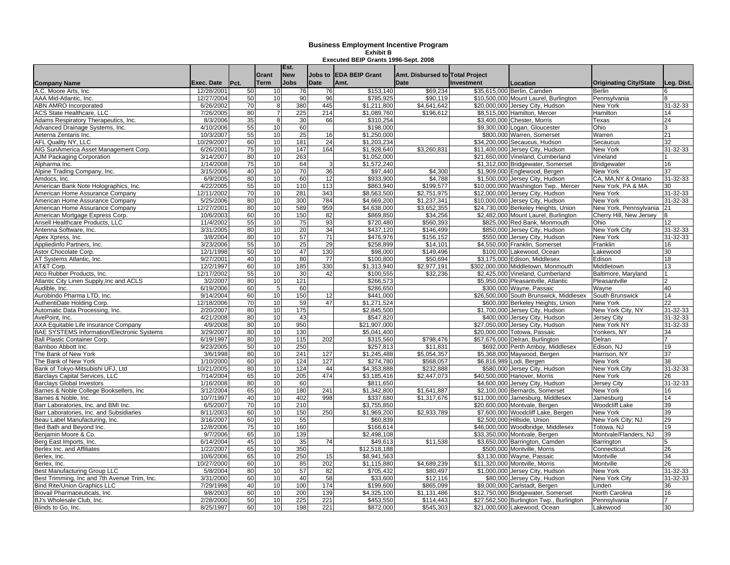**Business Employment Incentive Program**
**Exhibit B**
**Executed BEIP Grants 1996-Sept. 2008**

| Company Name | Exec. Date | Pct. | Grant Term | Est. New Jobs | Jobs to Date | EDA BEIP Grant Amt. | Amt. Disbursed to Date | Total Project Investment | Location | Originating City/State | Leg. Dist. |
|---|---|---|---|---|---|---|---|---|---|---|---|
| A.C. Moore Arts, Inc | 12/28/2001 | 50 | 10 | 76 | 76 | $153,140 | $69,234 | $35,615,000 | Berlin, Camden | Berlin | 6 |
| AAA Mid-Atlantic, Inc. | 12/27/2004 | 50 | 10 | 90 | 96 | $785,925 | $90,119 | $10,500,000 | Mount Laurel, Burlington | Pennsylvania | 8 |
| ABN AMRO Incorporated | 6/26/2002 | 70 | 8 | 380 | 445 | $1,211,800 | $4,641,642 | $20,000,000 | Jersey City, Hudson | New York | 31-32-33 |
| ACS State Healthcare, LLC | 7/26/2005 | 80 | 7 | 225 | 214 | $1,089,760 | $196,612 | $8,515,000 | Hamilton, Mercer | Hamilton | 14 |
| Adams Respiratory Therapeutics, Inc. | 8/3/2006 | 35 | 8 | 30 | 66 | $310,254 | | $3,400,000 | Chester, Morris | Texas | 24 |
| Advanced Drainage Systems, Inc. | 4/10/2006 | 55 | 10 | 60 | | $198,000 | | $9,300,000 | Logan, Gloucester | Ohio | 3 |
| Aeterna Zentaris Inc. | 10/3/2007 | 55 | 10 | 25 | 16 | $1,250,000 | | $800,000 | Warren, Somerset | Warren | 21 |
| AFL Quality NY, LLC | 10/29/2007 | 60 | 10 | 181 | 24 | $1,203,234 | | $34,200,000 | Secaucus, Hudson | Secaucus | 32 |
| AIG SunAmerica Asset Management Corp. | 6/26/2001 | 75 | 10 | 147 | 164 | $1,928,640 | $3,260,831 | $11,400,000 | Jersey City, Hudson | New York | 31-32-33 |
| AJM Packaging Corporation | 3/14/2007 | 80 | 10 | 263 | | $1,052,000 | | $21,650,000 | Vineland, Cumberland | Vineland | 1 |
| Alpharma Inc. | 1/14/2008 | 75 | 10 | 64 | 3 | $1,572,240 | | $1,312,000 | Bridgewater, Somerset | Bridgewater | 16 |
| Alpine Trading Company, Inc. | 3/15/2006 | 40 | 10 | 70 | 36 | $97,440 | $4,300 | $1,909,000 | Englewood, Bergen | New York | 37 |
| Amdocs, Inc. | 6/9/2005 | 80 | 10 | 60 | 12 | $933,900 | $4,788 | $1,500,000 | Jersey City, Hudson | CA, MA,NY & Ontario | 31-32-33 |
| American Bank Note Holographics, Inc. | 4/22/2005 | 55 | 10 | 110 | 113 | $863,940 | $199,577 | $10,000,000 | Washington Twp., Mercer | New York, PA & MA. | 30 |
| American Home Assurance Company | 12/11/2002 | 70 | 10 | 281 | 343 | $8,563,500 | $2,751,975 | $12,000,000 | Jersey City, Hudson | New York | 31-32-33 |
| American Home Assurance Company | 5/25/2006 | 80 | 10 | 300 | 784 | $4,669,200 | $1,237,341 | $10,000,000 | Jersey City, Hudson | New York | 31-32-33 |
| American Home Assurance Company | 12/27/2001 | 80 | 10 | 589 | 959 | $4,638,000 | $3,652,355 | $24,730,000 | Berkeley Heights, Union | New York, Pennsylvania | 21 |
| American Mortgage Express Corp. | 10/6/2003 | 60 | 10 | 150 | 82 | $869,850 | $34,256 | $2,482,000 | Mount Laurel, Burlington | Cherry Hill, New Jersey | 8 |
| Ansell Healthcare Products, LLC | 11/4/2002 | 55 | 10 | 75 | 93 | $720,480 | $560,393 | $825,000 | Red Bank, Monmouth | Ohio | 12 |
| Antenna Software, Inc. | 3/31/2005 | 80 | 10 | 20 | 34 | $437,120 | $146,499 | $850,000 | Jersey City, Hudson | New York City | 31-32-33 |
| Apex Xpress, Inc. | 3/8/2004 | 80 | 10 | 57 | 71 | $476,976 | $156,152 | $550,000 | Jersey City, Hudson | New York | 31-32-33 |
| Appliedinfo Partners, Inc. | 3/23/2006 | 55 | 10 | 25 | 29 | $258,899 | $14,101 | $4,550,000 | Franklin, Somerset | Franklin | 16 |
| Astor Chocolate Corp. | 12/1/1998 | 50 | 10 | 47 | 130 | $98,000 | $149,496 | $100,000 | Lakewood, Ocean | Lakewood | 30 |
| AT Systems Atlantic, Inc. | 9/27/2001 | 40 | 10 | 80 | 77 | $100,800 | $50,694 | $3,175,000 | Edison, Middlesex | Edison | 18 |
| AT&T Corp. | 12/2/1997 | 60 | 10 | 185 | 330 | $1,313,940 | $2,977,191 | $302,000,000 | Middletown, Monmouth | Middletown | 13 |
| Atco Rubber Products, Inc. | 12/17/2002 | 55 | 10 | 30 | 42 | $100,555 | $32,236 | $2,425,000 | Vineland, Cumberland | Baltimore, Maryland | 1 |
| Atlantic City Linen Supply,Inc and ACLS | 3/2/2007 | 80 | 10 | 121 | | $266,573 | | $5,950,000 | Pleasantville, Atlantic | Pleasantville | 2 |
| Audible, Inc. | 6/19/2006 | 60 | 5 | 60 | | $286,650 | | $300,000 | Wayne, Passaic | Wayne | 40 |
| Aurobindo Pharma LTD, Inc. | 9/14/2004 | 60 | 10 | 150 | 12 | $441,000 | | $26,500,000 | South Brunswick, Middlesex | South Brunswick | 14 |
| AuthentiDate Holding Corp. | 12/18/2006 | 70 | 10 | 59 | 47 | $1,271,524 | | $600,000 | Berkeley Heights, Union | New York | 22 |
| Automatic Data Processing, Inc. | 2/20/2007 | 80 | 10 | 175 | | $2,845,500 | | $1,700,000 | Jersey City, Hudson | New York City, NY | 31-32-33 |
| AvePoint, Inc. | 4/21/2008 | 80 | 10 | 43 | | $547,820 | | $400,000 | Jersey City, Hudson | Jersey City | 31-32-33 |
| AXA Equitable Life Insurance Company | 4/9/2008 | 80 | 10 | 950 | | $21,907,000 | | $27,050,000 | Jersey City, Hudson | New York NY | 31-32-33 |
| BAE SYSTEMS Information/Electronic Systems | 3/29/2007 | 80 | 10 | 130 | | $5,041,400 | | $20,000,000 | Totowa, Passaic | Yonkers, NY | 34 |
| Ball Plastic Container Corp. | 6/19/1997 | 80 | 10 | 115 | 202 | $315,560 | $798,476 | $57,676,000 | Delran, Burlington | Delran | 7 |
| Bamboo Abbott Inc. | 9/23/2005 | 50 | 10 | 250 | | $257,813 | $11,831 | $692,000 | Perth Amboy, Middlesex | Edison, NJ | 19 |
| The Bank of New York | 3/6/1998 | 80 | 10 | 241 | 127 | $1,245,488 | $5,054,357 | $5,368,000 | Maywood, Bergen | Harrison, NY | 37 |
| The Bank of New York | 1/10/2000 | 60 | 10 | 124 | 127 | $274,780 | $568,057 | $6,816,989 | Lodi, Bergen | New York | 38 |
| Bank of Tokyo-Mitsubishi UFJ, Ltd | 10/21/2005 | 80 | 10 | 124 | 44 | $4,353,888 | $232,888 | $580,000 | Jersey City, Hudson | New York City | 31-32-33 |
| Barclays Capital Services, LLC | 7/14/2004 | 65 | 10 | 205 | 474 | $3,185,416 | $2,447,073 | $40,500,000 | Hanover, Morris | New York | 26 |
| Barclays Global Investors | 1/16/2008 | 80 | 10 | 60 | | $811,650 | | $4,600,000 | Jersey City, Hudson | Jersey City | 31-32-33 |
| Barnes & Noble College Booksellers, Inc | 3/12/2004 | 65 | 10 | 180 | 241 | $1,342,800 | $1,641,887 | $2,100,000 | Bernards, Somerset | New York | 16 |
| Barnes & Noble, Inc. | 10/7/1997 | 40 | 10 | 402 | 998 | $337,680 | $1,317,676 | $11,000,000 | Jamesburg, Middlesex | Jamesburg | 14 |
| Barr Laboratories, Inc. and BMI Inc. | 6/5/2007 | 70 | 10 | 210 | | $3,755,850 | | $20,600,000 | Montvale, Bergen | Woodcliff Lake | 39 |
| Barr Laboratories, Inc. and Subsidiaries | 8/11/2003 | 60 | 10 | 150 | 250 | $1,969,200 | $2,933,789 | $7,600,000 | Woodcliff Lake, Bergen | New York | 39 |
| Beau Label Manufacturing, Inc. | 3/16/2007 | 60 | 10 | 55 | | $60,839 | | $2,500,000 | Hillside, Union | New York City; NJ | 29 |
| Bed Bath and Beyond Inc. | 12/8/2006 | 75 | 10 | 160 | | $166,614 | | $46,000,000 | Woodbridge, Middlesex | Totowa, NJ | 19 |
| Benjamin Moore & Co. | 9/7/2006 | 65 | 10 | 139 | | $2,498,108 | | $33,350,000 | Montvale, Bergen | Montvale/Flanders, NJ | 39 |
| Berg East Imports, Inc. | 6/14/2004 | 45 | 10 | 35 | 74 | $49,613 | $11,538 | $3,650,000 | Barrington, Camden | Barrington | 5 |
| Berlex Inc. and Affiliates | 1/22/2007 | 65 | 10 | 350 | | $12,518,188 | | $500,000 | Montville, Morris | Connecticut | 26 |
| Berlex, Inc. | 10/6/2006 | 65 | 10 | 250 | 15 | $8,941,563 | | $3,130,000 | Wayne, Passaic | Montville | 34 |
| Berlex, Inc. | 10/27/2000 | 60 | 10 | 85 | 202 | $1,115,880 | $4,689,239 | $11,320,000 | Montville, Morris | Montville | 26 |
| Best Manufacturing Group LLC | 5/8/2004 | 80 | 10 | 57 | 82 | $705,432 | $80,497 | $1,000,000 | Jersey City, Hudson | New York | 31-32-33 |
| Best Trimming, Inc and 7th Avenue Trim, Inc. | 3/31/2000 | 60 | 10 | 40 | 58 | $33,600 | $12,116 | $80,000 | Jersey City, Hudson | New York City | 31-32-33 |
| Bind Rite/Union Graphics LLC | 7/29/1998 | 40 | 10 | 100 | 174 | $199,600 | $865,099 | $9,000,000 | Carlstadt, Bergen | Linden | 36 |
| Biovail Pharmaceuticals, Inc. | 9/8/2003 | 60 | 10 | 200 | 139 | $4,325,100 | $1,131,486 | $12,750,000 | Bridgewater, Somerset | North Carolina | 16 |
| BJ's Wholesale Club, Inc. | 2/28/2000 | 50 | 10 | 225 | 221 | $453,550 | $114,443 | $27,562,500 | Burlington Twp., Burlington | Pennsylvania | 7 |
| Blinds to Go, Inc. | 8/25/1997 | 60 | 10 | 198 | 221 | $872,000 | $545,303 | $21,000,000 | Lakewood, Ocean | Lakewood | 30 |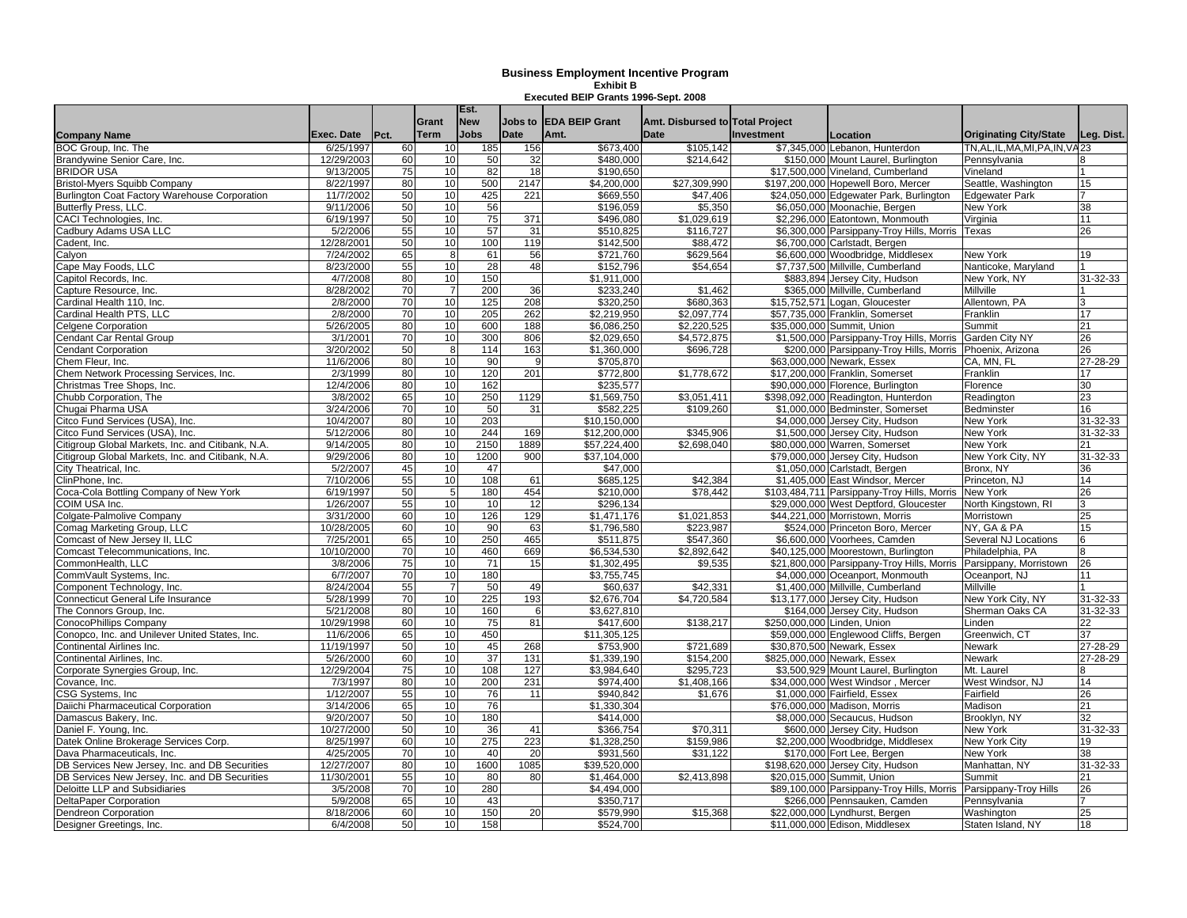# Business Employment Incentive Program

**Exhibit B**

**Executed BEIP Grants 1996-Sept. 2008**

| Company Name | Exec. Date | Pct. | Grant Term | Est. New Jobs | Jobs to Date | EDA BEIP Grant Amt. | Amt. Disbursed to Date | Total Project Investment | Location | Originating City/State | Leg. Dist. |
|---|---|---|---|---|---|---|---|---|---|---|---|
| BOC Group, Inc. The | 6/25/1997 | 60 | 10 | 185 | 156 | $673,400 | $105,142 | $7,345,000 | Lebanon, Hunterdon | TN,AL,IL,MA,MI,PA,IN,VA | 23 |
| Brandywine Senior Care, Inc. | 12/29/2003 | 60 | 10 | 50 | 32 | $480,000 | $214,642 | $150,000 | Mount Laurel, Burlington | Pennsylvania | 8 |
| BRIDOR USA | 9/13/2005 | 75 | 10 | 82 | 18 | $190,650 | | $17,500,000 | Vineland, Cumberland | Vineland | 1 |
| Bristol-Myers Squibb Company | 8/22/1997 | 80 | 10 | 500 | 2147 | $4,200,000 | $27,309,990 | $197,200,000 | Hopewell Boro, Mercer | Seattle, Washington | 15 |
| Burlington Coat Factory Warehouse Corporation | 11/7/2002 | 50 | 10 | 425 | 221 | $669,550 | $47,406 | $24,050,000 | Edgewater Park, Burlington | Edgewater Park | 7 |
| Butterfly Press, LLC. | 9/11/2006 | 50 | 10 | 56 | | $196,059 | $5,350 | $6,050,000 | Moonachie, Bergen | New York | 38 |
| CACI Technologies, Inc. | 6/19/1997 | 50 | 10 | 75 | 371 | $496,080 | $1,029,619 | $2,296,000 | Eatontown, Monmouth | Virginia | 11 |
| Cadbury Adams USA LLC | 5/2/2006 | 55 | 10 | 57 | 31 | $510,825 | $116,727 | $6,300,000 | Parsippany-Troy Hills, Morris | Texas | 26 |
| Cadent, Inc. | 12/28/2001 | 50 | 10 | 100 | 119 | $142,500 | $88,472 | $6,700,000 | Carlstadt, Bergen | | |
| Calyon | 7/24/2002 | 65 | 8 | 61 | 56 | $721,760 | $629,564 | $6,600,000 | Woodbridge, Middlesex | New York | 19 |
| Cape May Foods, LLC | 8/23/2000 | 55 | 10 | 28 | 48 | $152,796 | $54,654 | $7,737,500 | Millville, Cumberland | Nanticoke, Maryland | 1 |
| Capitol Records, Inc. | 4/7/2008 | 80 | 10 | 150 | | $1,911,000 | | $883,894 | Jersey City, Hudson | New York, NY | 31-32-33 |
| Capture Resource, Inc. | 8/28/2002 | 70 | 7 | 200 | 36 | $233,240 | $1,462 | $365,000 | Millville, Cumberland | Millville | 1 |
| Cardinal Health 110, Inc. | 2/8/2000 | 70 | 10 | 125 | 208 | $320,250 | $680,363 | $15,752,571 | Logan, Gloucester | Allentown, PA | 3 |
| Cardinal Health PTS, LLC | 2/8/2000 | 70 | 10 | 205 | 262 | $2,219,950 | $2,097,774 | $57,735,000 | Franklin, Somerset | Franklin | 17 |
| Celgene Corporation | 5/26/2005 | 80 | 10 | 600 | 188 | $6,086,250 | $2,220,525 | $35,000,000 | Summit, Union | Summit | 21 |
| Cendant Car Rental Group | 3/1/2001 | 70 | 10 | 300 | 806 | $2,029,650 | $4,572,875 | $1,500,000 | Parsippany-Troy Hills, Morris | Garden City NY | 26 |
| Cendant Corporation | 3/20/2002 | 50 | 8 | 114 | 163 | $1,360,000 | $696,728 | $200,000 | Parsippany-Troy Hills, Morris | Phoenix, Arizona | 26 |
| Chem Fleur, Inc. | 11/6/2006 | 80 | 10 | 90 | 9 | $705,870 | | $63,000,000 | Newark, Essex | CA, MN, FL | 27-28-29 |
| Chem Network Processing Services, Inc. | 2/3/1999 | 80 | 10 | 120 | 201 | $772,800 | $1,778,672 | $17,200,000 | Franklin, Somerset | Franklin | 17 |
| Christmas Tree Shops, Inc. | 12/4/2006 | 80 | 10 | 162 | | $235,577 | | $90,000,000 | Florence, Burlington | Florence | 30 |
| Chubb Corporation, The | 3/8/2002 | 65 | 10 | 250 | 1129 | $1,569,750 | $3,051,411 | $398,092,000 | Readington, Hunterdon | Readington | 23 |
| Chugai Pharma USA | 3/24/2006 | 70 | 10 | 50 | 31 | $582,225 | $109,260 | $1,000,000 | Bedminster, Somerset | Bedminster | 16 |
| Citco Fund Services (USA), Inc. | 10/4/2007 | 80 | 10 | 203 | | $10,150,000 | | $4,000,000 | Jersey City, Hudson | New York | 31-32-33 |
| Citco Fund Services (USA), Inc. | 5/12/2006 | 80 | 10 | 244 | 169 | $12,200,000 | $345,906 | $1,500,000 | Jersey City, Hudson | New York | 31-32-33 |
| Citigroup Global Markets, Inc. and Citibank, N.A. | 9/14/2005 | 80 | 10 | 2150 | 1889 | $57,224,400 | $2,698,040 | $80,000,000 | Warren, Somerset | New York | 21 |
| Citigroup Global Markets, Inc. and Citibank, N.A. | 9/29/2006 | 80 | 10 | 1200 | 900 | $37,104,000 | | $79,000,000 | Jersey City, Hudson | New York City, NY | 31-32-33 |
| City Theatrical, Inc. | 5/2/2007 | 45 | 10 | 47 | | $47,000 | | $1,050,000 | Carlstadt, Bergen | Bronx, NY | 36 |
| ClinPhone, Inc. | 7/10/2006 | 55 | 10 | 108 | 61 | $685,125 | $42,384 | $1,405,000 | East Windsor, Mercer | Princeton, NJ | 14 |
| Coca-Cola Bottling Company of New York | 6/19/1997 | 50 | 5 | 180 | 454 | $210,000 | $78,442 | $103,484,711 | Parsippany-Troy Hills, Morris | New York | 26 |
| COIM USA Inc. | 1/26/2007 | 55 | 10 | 10 | 12 | $296,134 | | $29,000,000 | West Deptford, Gloucester | North Kingstown, RI | 3 |
| Colgate-Palmolive Company | 3/31/2000 | 60 | 10 | 126 | 129 | $1,471,176 | $1,021,853 | $44,221,000 | Morristown, Morris | Morristown | 25 |
| Comag Marketing Group, LLC | 10/28/2005 | 60 | 10 | 90 | 63 | $1,796,580 | $223,987 | $524,000 | Princeton Boro, Mercer | NY, GA & PA | 15 |
| Comcast of New Jersey II, LLC | 7/25/2001 | 65 | 10 | 250 | 465 | $511,875 | $547,360 | $6,600,000 | Voorhees, Camden | Several NJ Locations | 6 |
| Comcast Telecommunications, Inc. | 10/10/2000 | 70 | 10 | 460 | 669 | $6,534,530 | $2,892,642 | $40,125,000 | Moorestown, Burlington | Philadelphia, PA | 8 |
| CommonHealth, LLC | 3/8/2006 | 75 | 10 | 71 | 15 | $1,302,495 | $9,535 | $21,800,000 | Parsippany-Troy Hills, Morris | Parsippany, Morristown | 26 |
| CommVault Systems, Inc. | 6/7/2007 | 70 | 10 | 180 | | $3,755,745 | | $4,000,000 | Oceanport, Monmouth | Oceanport, NJ | 11 |
| Component Technology, Inc. | 8/24/2004 | 55 | 7 | 50 | 49 | $60,637 | $42,331 | $1,400,000 | Millville, Cumberland | Millville | 1 |
| Connecticut General Life Insurance | 5/28/1999 | 70 | 10 | 225 | 193 | $2,676,704 | $4,720,584 | $13,177,000 | Jersey City, Hudson | New York City, NY | 31-32-33 |
| The Connors Group, Inc. | 5/21/2008 | 80 | 10 | 160 | 6 | $3,627,810 | | $164,000 | Jersey City, Hudson | Sherman Oaks CA | 31-32-33 |
| ConocoPhillips Company | 10/29/1998 | 60 | 10 | 75 | 81 | $417,600 | $138,217 | $250,000,000 | Linden, Union | Linden | 22 |
| Conopco, Inc. and Unilever United States, Inc. | 11/6/2006 | 65 | 10 | 450 | | $11,305,125 | | $59,000,000 | Englewood Cliffs, Bergen | Greenwich, CT | 37 |
| Continental Airlines Inc. | 11/19/1997 | 50 | 10 | 45 | 268 | $753,900 | $721,689 | $30,870,500 | Newark, Essex | Newark | 27-28-29 |
| Continental Airlines, Inc. | 5/26/2000 | 60 | 10 | 37 | 131 | $1,339,190 | $154,200 | $825,000,000 | Newark, Essex | Newark | 27-28-29 |
| Corporate Synergies Group, Inc. | 12/29/2004 | 75 | 10 | 108 | 127 | $3,984,640 | $295,723 | $3,500,929 | Mount Laurel, Burlington | Mt. Laurel | 8 |
| Covance, Inc. | 7/3/1997 | 80 | 10 | 200 | 231 | $974,400 | $1,408,166 | $34,000,000 | West Windsor , Mercer | West Windsor, NJ | 14 |
| CSG Systems, Inc | 1/12/2007 | 55 | 10 | 76 | 11 | $940,842 | $1,676 | $1,000,000 | Fairfield, Essex | Fairfield | 26 |
| Daiichi Pharmaceutical Corporation | 3/14/2006 | 65 | 10 | 76 | | $1,330,304 | | $76,000,000 | Madison, Morris | Madison | 21 |
| Damascus Bakery, Inc. | 9/20/2007 | 50 | 10 | 180 | | $414,000 | | $8,000,000 | Secaucus, Hudson | Brooklyn, NY | 32 |
| Daniel F. Young, Inc. | 10/27/2000 | 50 | 10 | 36 | 41 | $366,754 | $70,311 | $600,000 | Jersey City, Hudson | New York | 31-32-33 |
| Datek Online Brokerage Services Corp. | 8/25/1997 | 60 | 10 | 275 | 223 | $1,328,250 | $159,986 | $2,200,000 | Woodbridge, Middlesex | New York City | 19 |
| Dava Pharmaceuticals, Inc. | 4/25/2005 | 70 | 10 | 40 | 20 | $931,560 | $31,122 | $170,000 | Fort Lee, Bergen | New York | 38 |
| DB Services New Jersey, Inc. and DB Securities | 12/27/2007 | 80 | 10 | 1600 | 1085 | $39,520,000 | | $198,620,000 | Jersey City, Hudson | Manhattan, NY | 31-32-33 |
| DB Services New Jersey, Inc. and DB Securities | 11/30/2001 | 55 | 10 | 80 | 80 | $1,464,000 | $2,413,898 | $20,015,000 | Summit, Union | Summit | 21 |
| Deloitte LLP and Subsidiaries | 3/5/2008 | 70 | 10 | 280 | | $4,494,000 | | $89,100,000 | Parsippany-Troy Hills, Morris | Parsippany-Troy Hills | 26 |
| DeltaPaper Corporation | 5/9/2008 | 65 | 10 | 43 | | $350,717 | | $266,000 | Pennsauken, Camden | Pennsylvania | 7 |
| Dendreon Corporation | 8/18/2006 | 60 | 10 | 150 | 20 | $579,990 | $15,368 | $22,000,000 | Lyndhurst, Bergen | Washington | 25 |
| Designer Greetings, Inc. | 6/4/2008 | 50 | 10 | 158 | | $524,700 | | $11,000,000 | Edison, Middlesex | Staten Island, NY | 18 |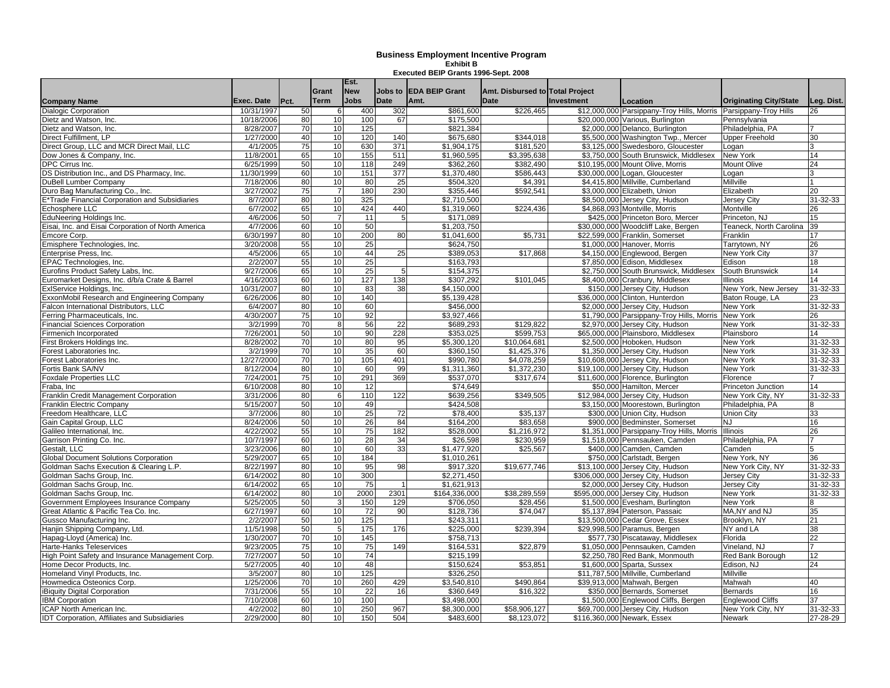**Business Employment Incentive Program**
**Exhibit B**
**Executed BEIP Grants 1996-Sept. 2008**

| Company Name | Exec. Date | Pct. | Grant Term | Est. New Jobs | Jobs to Date | EDA BEIP Grant Amt. | Amt. Disbursed to Date | Total Project Investment | Location | Originating City/State | Leg. Dist. |
|---|---|---|---|---|---|---|---|---|---|---|---|
| Dialogic Corporation | 10/31/1997 | 50 | 6 | 400 | 302 | $861,600 | $226,465 | $12,000,000 | Parsippany-Troy Hills, Morris | Parsippany-Troy Hills | 26 |
| Dietz and Watson, Inc. | 10/18/2006 | 80 | 10 | 100 | 67 | $175,500 | | $20,000,000 | Various, Burlington | Pennsylvania | |
| Dietz and Watson, Inc. | 8/28/2007 | 70 | 10 | 125 | | $821,384 | | $2,000,000 | Delanco, Burlington | Philadelphia, PA | 7 |
| Direct Fulfillment, LP | 1/27/2000 | 40 | 10 | 120 | 140 | $675,680 | $344,018 | $5,500,000 | Washington Twp., Mercer | Upper Freehold | 30 |
| Direct Group, LLC and MCR Direct Mail, LLC | 4/1/2005 | 75 | 10 | 630 | 371 | $1,904,175 | $181,520 | $3,125,000 | Swedesboro, Gloucester | Logan | 3 |
| Dow Jones & Company, Inc. | 11/8/2001 | 65 | 10 | 155 | 511 | $1,960,595 | $3,395,638 | $3,750,000 | South Brunswick, Middlesex | New York | 14 |
| DPC Cirrus Inc. | 6/25/1999 | 50 | 10 | 118 | 249 | $362,260 | $382,490 | $10,195,000 | Mount Olive, Morris | Mount Olive | 24 |
| DS Distribution Inc., and DS Pharmacy, Inc. | 11/30/1999 | 60 | 10 | 151 | 377 | $1,370,480 | $586,443 | $30,000,000 | Logan, Gloucester | Logan | 3 |
| DuBell Lumber Company | 7/18/2006 | 80 | 10 | 80 | 25 | $504,320 | $4,391 | $4,415,800 | Millville, Cumberland | Millville | 1 |
| Duro Bag Manufacturing Co., Inc. | 3/27/2002 | 75 | 7 | 180 | 230 | $355,446 | $592,541 | $3,000,000 | Elizabeth, Union | Elizabeth | 20 |
| E*Trade Financial Corporation and Subsidiaries | 8/7/2007 | 80 | 10 | 325 | | $2,710,500 | | $8,500,000 | Jersey City, Hudson | Jersey City | 31-32-33 |
| Echosphere LLC | 6/7/2002 | 65 | 10 | 424 | 440 | $1,319,060 | $224,436 | $4,868,093 | Montville, Morris | Montville | 26 |
| EduNeering Holdings Inc. | 4/6/2006 | 50 | 7 | 11 | 5 | $171,089 | | $425,000 | Princeton Boro, Mercer | Princeton, NJ | 15 |
| Eisai, Inc. and Eisai Corporation of North America | 4/7/2006 | 60 | 10 | 50 | | $1,203,750 | | $30,000,000 | Woodcliff Lake, Bergen | Teaneck, North Carolina | 39 |
| Emcore Corp. | 6/30/1997 | 80 | 10 | 200 | 80 | $1,041,600 | $5,731 | $22,599,000 | Franklin, Somerset | Franklin | 17 |
| Emisphere Technologies, Inc. | 3/20/2008 | 55 | 10 | 25 | | $624,750 | | $1,000,000 | Hanover, Morris | Tarrytown, NY | 26 |
| Enterprise Press, Inc. | 4/5/2006 | 65 | 10 | 44 | 25 | $389,053 | $17,868 | $4,150,000 | Englewood, Bergen | New York City | 37 |
| EPAC Technologies, Inc. | 2/2/2007 | 55 | 10 | 25 | | $163,793 | | $7,850,000 | Edison, Middlesex | Edison | 18 |
| Eurofins Product Safety Labs, Inc. | 9/27/2006 | 65 | 10 | 25 | 5 | $154,375 | | $2,750,000 | South Brunswick, Middlesex | South Brunswick | 14 |
| Euromarket Designs, Inc. d/b/a Crate & Barrel | 4/16/2003 | 60 | 10 | 127 | 138 | $307,292 | $101,045 | $8,400,000 | Cranbury, Middlesex | Illinois | 14 |
| ExlService Holdings, Inc. | 10/31/2007 | 80 | 10 | 83 | 38 | $4,150,000 | | $150,000 | Jersey City, Hudson | New York, New Jersey | 31-32-33 |
| ExxonMobil Research and Engineering Company | 6/26/2006 | 80 | 10 | 140 | | $5,139,428 | | $36,000,000 | Clinton, Hunterdon | Baton Rouge, LA | 23 |
| Falcon International Distributors, LLC | 6/4/2007 | 80 | 10 | 60 | | $456,000 | | $2,000,000 | Jersey City, Hudson | New York | 31-32-33 |
| Ferring Pharmaceuticals, Inc. | 4/30/2007 | 75 | 10 | 92 | | $3,927,466 | | $1,790,000 | Parsippany-Troy Hills, Morris | New York | 26 |
| Financial Sciences Corporation | 3/2/1999 | 70 | 8 | 56 | 22 | $689,293 | $129,822 | $2,970,000 | Jersey City, Hudson | New York | 31-32-33 |
| Firmenich Incorporated | 7/26/2001 | 50 | 10 | 90 | 228 | $353,025 | $599,753 | $65,000,000 | Plainsboro, Middlesex | Plainsboro | 14 |
| First Brokers Holdings Inc. | 8/28/2002 | 70 | 10 | 80 | 95 | $5,300,120 | $10,064,681 | $2,500,000 | Hoboken, Hudson | New York | 31-32-33 |
| Forest Laboratories Inc. | 3/2/1999 | 70 | 10 | 35 | 60 | $360,150 | $1,425,376 | $1,350,000 | Jersey City, Hudson | New York | 31-32-33 |
| Forest Laboratories Inc. | 12/27/2000 | 70 | 10 | 105 | 401 | $990,780 | $4,078,259 | $10,608,000 | Jersey City, Hudson | New York | 31-32-33 |
| Fortis Bank SA/NV | 8/12/2004 | 80 | 10 | 60 | 99 | $1,311,360 | $1,372,230 | $19,100,000 | Jersey City, Hudson | New York | 31-32-33 |
| Foxdale Properties LLC | 7/24/2001 | 75 | 10 | 291 | 369 | $537,070 | $317,674 | $11,600,000 | Florence, Burlington | Florence | 7 |
| Fraba, Inc | 6/10/2008 | 80 | 10 | 12 | | $74,649 | | $50,000 | Hamilton, Mercer | Princeton Junction | 14 |
| Franklin Credit Management Corporation | 3/31/2006 | 80 | 6 | 110 | 122 | $639,256 | $349,505 | $12,984,000 | Jersey City, Hudson | New York City, NY | 31-32-33 |
| Franklin Electric Company | 5/15/2007 | 50 | 10 | 49 | | $424,508 | | $3,150,000 | Moorestown, Burlington | Philadelphia, PA | 8 |
| Freedom Healthcare, LLC | 3/7/2006 | 80 | 10 | 25 | 72 | $78,400 | $35,137 | $300,000 | Union City, Hudson | Union City | 33 |
| Gain Capital Group, LLC | 8/24/2006 | 50 | 10 | 26 | 84 | $164,200 | $83,658 | $900,000 | Bedminster, Somerset | NJ | 16 |
| Galileo International, Inc. | 4/22/2002 | 55 | 10 | 75 | 182 | $528,000 | $1,216,972 | $1,351,000 | Parsippany-Troy Hills, Morris | Illinois | 26 |
| Garrison Printing Co. Inc. | 10/7/1997 | 60 | 10 | 28 | 34 | $26,598 | $230,959 | $1,518,000 | Pennsauken, Camden | Philadelphia, PA | 7 |
| Gestalt, LLC | 3/23/2006 | 80 | 10 | 60 | 33 | $1,477,920 | $25,567 | $400,000 | Camden, Camden | Camden | 5 |
| Global Document Solutions Corporation | 5/29/2007 | 65 | 10 | 184 | | $1,010,261 | | $750,000 | Carlstadt, Bergen | New York, NY | 36 |
| Goldman Sachs Execution & Clearing L.P. | 8/22/1997 | 80 | 10 | 95 | 98 | $917,320 | $19,677,746 | $13,100,000 | Jersey City, Hudson | New York City, NY | 31-32-33 |
| Goldman Sachs Group, Inc. | 6/14/2002 | 80 | 10 | 300 | | $2,271,450 | | $306,000,000 | Jersey City, Hudson | Jersey City | 31-32-33 |
| Goldman Sachs Group, Inc. | 6/14/2002 | 65 | 10 | 75 | 1 | $1,621,913 | | $2,000,000 | Jersey City, Hudson | Jersey City | 31-32-33 |
| Goldman Sachs Group, Inc. | 6/14/2002 | 80 | 10 | 2000 | 2301 | $164,336,000 | $38,289,559 | $595,000,000 | Jersey City, Hudson | New York | 31-32-33 |
| Government Employees Insurance Company | 5/25/2005 | 50 | 3 | 150 | 129 | $706,050 | $28,456 | $1,500,000 | Evesham, Burlington | New York | 8 |
| Great Atlantic & Pacific Tea Co. Inc. | 6/27/1997 | 60 | 10 | 72 | 90 | $128,736 | $74,047 | $5,137,894 | Paterson, Passaic | MA,NY and NJ | 35 |
| Gussco Manufacturing Inc. | 2/2/2007 | 50 | 10 | 125 | | $243,311 | | $13,500,000 | Cedar Grove, Essex | Brooklyn, NY | 21 |
| Hanjin Shipping Company, Ltd. | 11/5/1998 | 50 | 5 | 175 | 176 | $225,000 | $239,394 | $29,998,500 | Paramus, Bergen | NY and LA | 38 |
| Hapag-Lloyd (America) Inc. | 1/30/2007 | 70 | 10 | 145 | | $758,713 | | $577,730 | Piscataway, Middlesex | Florida | 22 |
| Harte-Hanks Teleservices | 9/23/2005 | 75 | 10 | 75 | 149 | $164,531 | $22,879 | $1,050,000 | Pennsauken, Camden | Vineland, NJ | 7 |
| High Point Safety and Insurance Management Corp. | 7/27/2007 | 50 | 10 | 74 | | $215,199 | | $2,250,780 | Red Bank, Monmouth | Red Bank Borough | 12 |
| Home Decor Products, Inc. | 5/27/2005 | 40 | 10 | 48 | | $150,624 | $53,851 | $1,600,000 | Sparta, Sussex | Edison, NJ | 24 |
| Homeland Vinyl Products, Inc. | 3/5/2007 | 80 | 10 | 125 | | $326,250 | | $11,787,500 | Millville, Cumberland | Millville | |
| Howmedica Osteonics Corp. | 1/25/2006 | 70 | 10 | 260 | 429 | $3,540,810 | $490,864 | $39,913,000 | Mahwah, Bergen | Mahwah | 40 |
| iBiquity Digital Corporation | 7/31/2006 | 55 | 10 | 22 | 16 | $360,649 | $16,322 | $350,000 | Bernards, Somerset | Bernards | 16 |
| IBM Corporation | 7/10/2008 | 60 | 10 | 100 | | $3,498,000 | | $1,500,000 | Englewood Cliffs, Bergen | Englewood Cliffs | 37 |
| ICAP North American Inc. | 4/2/2002 | 80 | 10 | 250 | 967 | $8,300,000 | $58,906,127 | $69,700,000 | Jersey City, Hudson | New York City, NY | 31-32-33 |
| IDT Corporation, Affiliates and Subsidiaries | 2/29/2000 | 80 | 10 | 150 | 504 | $483,600 | $8,123,072 | $116,360,000 | Newark, Essex | Newark | 27-28-29 |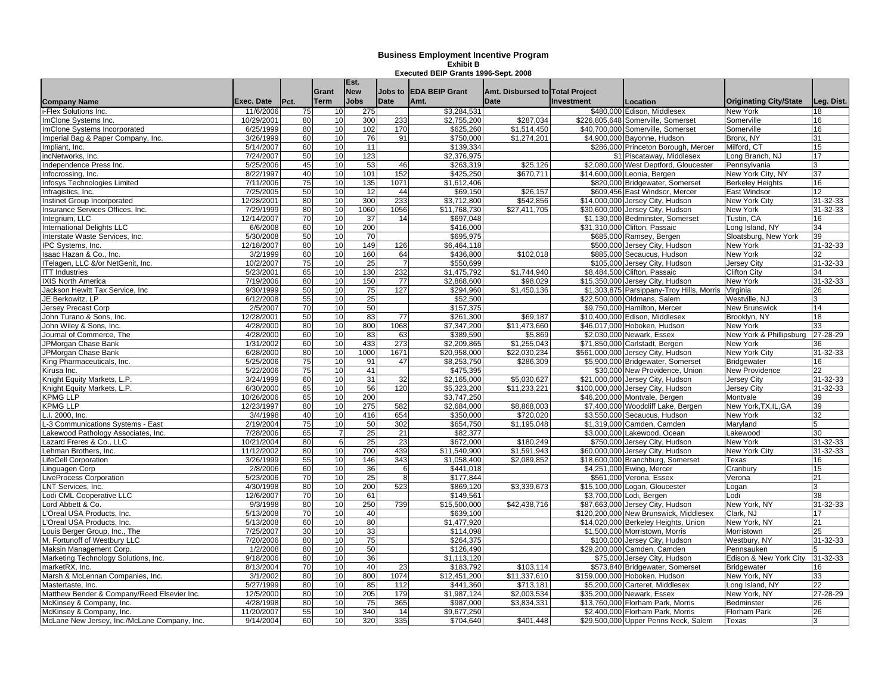## Business Employment Incentive Program
### Exhibit B
### Executed BEIP Grants 1996-Sept. 2008

| Company Name | Exec. Date | Pct. | Grant Term | Est. New Jobs | Jobs to Date | EDA BEIP Grant Amt. | Amt. Disbursed to Date | Total Project Investment | Location | Originating City/State | Leg. Dist. |
|---|---|---|---|---|---|---|---|---|---|---|---|
| i-Flex Solutions Inc. | 11/6/2006 | 75 | 10 | 275 | | $3,284,531 | | $480,000 | Edison, Middlesex | New York | 18 |
| ImClone Systems Inc. | 10/29/2001 | 80 | 10 | 300 | 233 | $2,755,200 | $287,034 | $226,805,648 | Somerville, Somerset | Somerville | 16 |
| ImClone Systems Incorporated | 6/25/1999 | 80 | 10 | 102 | 170 | $625,260 | $1,514,450 | $40,700,000 | Somerville, Somerset | Somerville | 16 |
| Imperial Bag & Paper Company, Inc. | 3/26/1999 | 60 | 10 | 76 | 91 | $750,000 | $1,274,201 | $4,900,000 | Bayonne, Hudson | Bronx, NY | 31 |
| Impliant, Inc. | 5/14/2007 | 60 | 10 | 11 | | $139,334 | | $286,000 | Princeton Borough, Mercer | Milford, CT | 15 |
| incNetworks, Inc. | 7/24/2007 | 50 | 10 | 123 | | $2,376,975 | | $1 | Piscataway, Middlesex | Long Branch, NJ | 17 |
| Independence Press Inc. | 5/25/2006 | 45 | 10 | 53 | 46 | $263,319 | $25,126 | $2,080,000 | West Deptford, Gloucester | Pennsylvania | 3 |
| Infocrossing, Inc. | 8/22/1997 | 40 | 10 | 101 | 152 | $425,250 | $670,711 | $14,600,000 | Leonia, Bergen | New York City, NY | 37 |
| Infosys Technologies Limited | 7/11/2006 | 75 | 10 | 135 | 1071 | $1,612,406 | | $820,000 | Bridgewater, Somerset | Berkeley Heights | 16 |
| Infragistics, Inc. | 7/25/2005 | 50 | 10 | 12 | 44 | $69,150 | $26,157 | $609,456 | East Windsor, Mercer | East Windsor | 12 |
| Instinet Group Incorporated | 12/28/2001 | 80 | 10 | 300 | 233 | $3,712,800 | $542,856 | $14,000,000 | Jersey City, Hudson | New York City | 31-32-33 |
| Insurance Services Offices, Inc. | 7/29/1999 | 80 | 10 | 1060 | 1056 | $11,768,730 | $27,411,705 | $30,600,000 | Jersey City, Hudson | New York | 31-32-33 |
| Integrium, LLC | 12/14/2007 | 70 | 10 | 37 | 14 | $697,048 | | $1,130,000 | Bedminster, Somerset | Tustin, CA | 16 |
| International Delights LLC | 6/6/2008 | 60 | 10 | 200 | | $416,000 | | $31,310,000 | Clifton, Passaic | Long Island, NY | 34 |
| Interstate Waste Services, Inc. | 5/30/2008 | 50 | 10 | 70 | | $695,975 | | $685,000 | Ramsey, Bergen | Sloatsburg, New York | 39 |
| IPC Systems, Inc. | 12/18/2007 | 80 | 10 | 149 | 126 | $6,464,118 | | $500,000 | Jersey City, Hudson | New York | 31-32-33 |
| Isaac Hazan & Co., Inc. | 3/2/1999 | 60 | 10 | 160 | 64 | $436,800 | $102,018 | $885,000 | Secaucus, Hudson | New York | 32 |
| ITelagen, LLC &/or NetGenit, Inc. | 10/2/2007 | 75 | 10 | 25 | 7 | $550,699 | | $105,000 | Jersey City, Hudson | Jersey City | 31-32-33 |
| ITT Industries | 5/23/2001 | 65 | 10 | 130 | 232 | $1,475,792 | $1,744,940 | $8,484,500 | Clifton, Passaic | Clifton City | 34 |
| IXIS North America | 7/19/2006 | 80 | 10 | 150 | 77 | $2,868,600 | $98,029 | $15,350,000 | Jersey City, Hudson | New York | 31-32-33 |
| Jackson Hewitt Tax Service, Inc | 9/30/1999 | 50 | 10 | 75 | 127 | $294,960 | $1,450,136 | $1,303,875 | Parsippany-Troy Hills, Morris | Virginia | 26 |
| JE Berkowitz, LP | 6/12/2008 | 55 | 10 | 25 | | $52,500 | | $22,500,000 | Oldmans, Salem | Westville, NJ | 3 |
| Jersey Precast Corp | 2/5/2007 | 70 | 10 | 50 | | $157,375 | | $9,750,000 | Hamilton, Mercer | New Brunswick | 14 |
| John Turano & Sons, Inc. | 12/28/2001 | 50 | 10 | 83 | 77 | $261,300 | $69,187 | $10,400,000 | Edison, Middlesex | Brooklyn, NY | 18 |
| John Wiley & Sons, Inc. | 4/28/2000 | 80 | 10 | 800 | 1068 | $7,347,200 | $11,473,660 | $46,017,000 | Hoboken, Hudson | New York | 33 |
| Journal of Commerce, The | 4/28/2000 | 60 | 10 | 83 | 63 | $389,590 | $5,869 | $2,030,000 | Newark, Essex | New York & Phillipsburg | 27-28-29 |
| JPMorgan Chase Bank | 1/31/2002 | 60 | 10 | 433 | 273 | $2,209,865 | $1,255,043 | $71,850,000 | Carlstadt, Bergen | New York | 36 |
| JPMorgan Chase Bank | 6/28/2000 | 80 | 10 | 1000 | 1671 | $20,958,000 | $22,030,234 | $561,000,000 | Jersey City, Hudson | New York City | 31-32-33 |
| King Pharmaceuticals, Inc. | 5/25/2006 | 75 | 10 | 91 | 47 | $8,253,750 | $286,309 | $5,900,000 | Bridgewater, Somerset | Bridgewater | 16 |
| Kirusa Inc. | 5/22/2006 | 75 | 10 | 41 | | $475,395 | | $30,000 | New Providence, Union | New Providence | 22 |
| Knight Equity Markets, L.P. | 3/24/1999 | 60 | 10 | 31 | 32 | $2,165,000 | $5,030,627 | $21,000,000 | Jersey City, Hudson | Jersey City | 31-32-33 |
| Knight Equity Markets, L.P. | 6/30/2000 | 65 | 10 | 56 | 120 | $5,323,200 | $11,233,221 | $100,000,000 | Jersey City, Hudson | Jersey City | 31-32-33 |
| KPMG LLP | 10/26/2006 | 65 | 10 | 200 | | $3,747,250 | | $46,200,000 | Montvale, Bergen | Montvale | 39 |
| KPMG LLP | 12/23/1997 | 80 | 10 | 275 | 582 | $2,684,000 | $8,868,003 | $7,400,000 | Woodcliff Lake, Bergen | New York,TX,IL,GA | 39 |
| L.I. 2000, Inc. | 3/4/1998 | 40 | 10 | 416 | 654 | $350,000 | $720,020 | $3,550,000 | Secaucus, Hudson | New York | 32 |
| L-3 Communications Systems - East | 2/19/2004 | 75 | 10 | 50 | 302 | $654,750 | $1,195,048 | $1,319,000 | Camden, Camden | Maryland | 5 |
| Lakewood Pathology Associates, Inc. | 7/28/2006 | 65 | 7 | 25 | 21 | $82,377 | | $3,000,000 | Lakewood, Ocean | Lakewood | 30 |
| Lazard Freres & Co., LLC | 10/21/2004 | 80 | 6 | 25 | 23 | $672,000 | $180,249 | $750,000 | Jersey City, Hudson | New York | 31-32-33 |
| Lehman Brothers, Inc. | 11/12/2002 | 80 | 10 | 700 | 439 | $11,540,900 | $1,591,943 | $60,000,000 | Jersey City, Hudson | New York City | 31-32-33 |
| LifeCell Corporation | 3/26/1999 | 55 | 10 | 146 | 343 | $1,058,400 | $2,089,852 | $18,600,000 | Branchburg, Somerset | Texas | 16 |
| Linguagen Corp | 2/8/2006 | 60 | 10 | 36 | 6 | $441,018 | | $4,251,000 | Ewing, Mercer | Cranbury | 15 |
| LiveProcess Corporation | 5/23/2006 | 70 | 10 | 25 | 8 | $177,844 | | $561,000 | Verona, Essex | Verona | 21 |
| LNT Services, Inc. | 4/30/1998 | 80 | 10 | 200 | 523 | $869,120 | $3,339,673 | $15,100,000 | Logan, Gloucester | Logan | 3 |
| Lodi CML Cooperative LLC | 12/6/2007 | 70 | 10 | 61 | | $149,561 | | $3,700,000 | Lodi, Bergen | Lodi | 38 |
| Lord Abbett & Co. | 9/3/1998 | 80 | 10 | 250 | 739 | $15,500,000 | $42,438,716 | $87,663,000 | Jersey City, Hudson | New York, NY | 31-32-33 |
| L'Oreal USA Products, Inc. | 5/13/2008 | 70 | 10 | 40 | | $639,100 | | $120,200,000 | New Brunswick, Middlesex | Clark, NJ | 17 |
| L'Oreal USA Products, Inc. | 5/13/2008 | 60 | 10 | 80 | | $1,477,920 | | $14,020,000 | Berkeley Heights, Union | New York, NY | 21 |
| Louis Berger Group, Inc., The | 7/25/2007 | 30 | 10 | 33 | | $114,098 | | $1,500,000 | Morristown, Morris | Morristown | 25 |
| M. Fortunoff of Westbury LLC | 7/20/2006 | 80 | 10 | 75 | | $264,375 | | $100,000 | Jersey City, Hudson | Westbury, NY | 31-32-33 |
| Maksin Management Corp. | 1/2/2008 | 80 | 10 | 50 | | $126,490 | | $29,200,000 | Camden, Camden | Pennsauken | 5 |
| Marketing Technology Solutions, Inc. | 9/18/2006 | 80 | 10 | 36 | | $1,113,120 | | $75,000 | Jersey City, Hudson | Edison & New York City | 31-32-33 |
| marketRX, Inc. | 8/13/2004 | 70 | 10 | 40 | 23 | $183,792 | $103,114 | $573,840 | Bridgewater, Somerset | Bridgewater | 16 |
| Marsh & McLennan Companies, Inc. | 3/1/2002 | 80 | 10 | 800 | 1074 | $12,451,200 | $11,337,610 | $159,000,000 | Hoboken, Hudson | New York, NY | 33 |
| Mastertaste, Inc. | 5/27/1999 | 80 | 10 | 85 | 112 | $441,360 | $713,181 | $5,200,000 | Carteret, Middlesex | Long Island, NY | 22 |
| Matthew Bender & Company/Reed Elsevier Inc. | 12/5/2000 | 80 | 10 | 205 | 179 | $1,987,124 | $2,003,534 | $35,200,000 | Newark, Essex | New York, NY | 27-28-29 |
| McKinsey & Company, Inc. | 4/28/1998 | 80 | 10 | 75 | 365 | $987,000 | $3,834,331 | $13,760,000 | Florham Park, Morris | Bedminster | 26 |
| McKinsey & Company, Inc. | 11/20/2007 | 55 | 10 | 340 | 14 | $9,677,250 | | $2,400,000 | Florham Park, Morris | Florham Park | 26 |
| McLane New Jersey, Inc./McLane Company, Inc. | 9/14/2004 | 60 | 10 | 320 | 335 | $704,640 | $401,448 | $29,500,000 | Upper Penns Neck, Salem | Texas | 3 |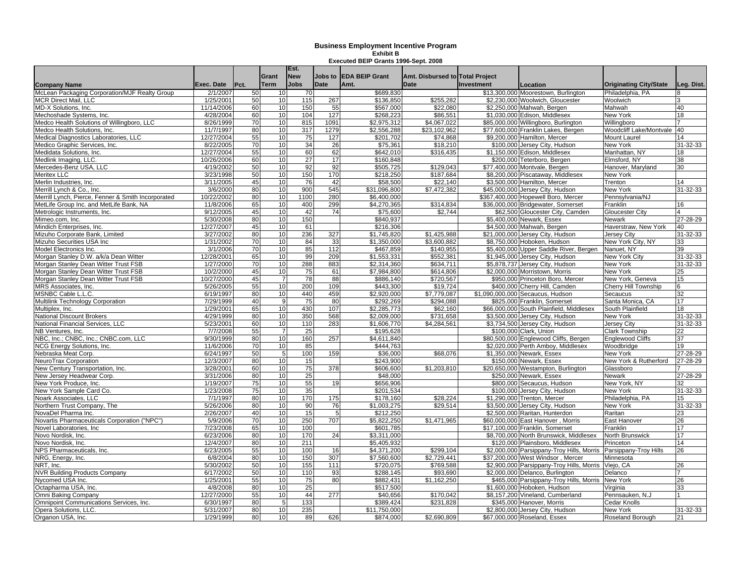## Business Employment Incentive Program

### Exhibit B

### Executed BEIP Grants 1996-Sept. 2008

| Company Name | Exec. Date | Pct. | Grant Term | Est. New Jobs | Jobs to Date | EDA BEIP Grant Amt. | Amt. Disbursed to Date | Total Project Investment | Location | Originating City/State | Leg. Dist. |
|---|---|---|---|---|---|---|---|---|---|---|---|
| McLean Packaging Corporation/MJF Realty Group | 2/1/2007 | 50 | 10 | 70 | | $689,830 | | $13,300,000 | Moorestown, Burlington | Philadelphia, PA | 8 |
| MCR Direct Mail, LLC | 1/25/2001 | 50 | 10 | 115 | 267 | $136,850 | $255,282 | $2,230,000 | Woolwich, Gloucester | Woolwich | 3 |
| MD-X Solutions, Inc. | 11/14/2006 | 60 | 10 | 150 | 55 | $567,000 | $22,080 | $2,250,000 | Mahwah, Bergen | Mahwah | 40 |
| Mechoshade Systems, Inc. | 4/28/2004 | 60 | 10 | 104 | 127 | $268,223 | $86,551 | $1,030,000 | Edison, Middlesex | New York | 18 |
| Medco Health Solutions of Willingboro, LLC | 8/26/1999 | 70 | 10 | 815 | 1091 | $2,975,312 | $4,067,022 | $85,000,000 | Willingboro, Burlington | Willingboro | 7 |
| Medco Health Solutions, Inc. | 11/7/1997 | 80 | 10 | 317 | 1279 | $2,556,288 | $23,102,962 | $77,600,000 | Franklin Lakes, Bergen | Woodcliff Lake/Montvale | 40 |
| Medical Diagnostics Laboratories, LLC | 12/27/2004 | 55 | 10 | 75 | 127 | $201,702 | $74,868 | $9,200,000 | Hamilton, Mercer | Mount Laurel | 14 |
| Medico Graphic Services, Inc. | 8/22/2005 | 70 | 10 | 34 | 26 | $75,361 | $18,210 | $100,000 | Jersey City, Hudson | New York | 31-32-33 |
| Medidata Solutions, Inc. | 12/27/2004 | 55 | 10 | 60 | 62 | $642,010 | $316,435 | $1,150,000 | Edison, Middlesex | Manhattan, NY | 18 |
| Medlink Imaging, LLC. | 10/26/2006 | 60 | 10 | 27 | 17 | $160,848 | | $200,000 | Teterboro, Bergen | Elmsford, NY | 38 |
| Mercedes-Benz USA, LLC | 4/19/2002 | 50 | 10 | 92 | 92 | $505,725 | $129,043 | $77,400,000 | Montvale, Bergen | Hanover, Maryland | 30 |
| Meritex LLC | 3/23/1998 | 50 | 10 | 150 | 170 | $218,250 | $187,684 | $8,200,000 | Piscataway, Middlesex | New York | |
| Merlin Industries, Inc. | 3/11/2005 | 45 | 10 | 76 | 42 | $58,500 | $22,140 | $3,500,000 | Hamilton, Mercer | Trenton | 14 |
| Merrill Lynch & Co., Inc. | 3/6/2000 | 80 | 10 | 900 | 545 | $31,096,800 | $7,472,382 | $45,000,000 | Jersey City, Hudson | New York | 31-32-33 |
| Merrill Lynch, Pierce, Fenner & Smith Incorporated | 10/22/2002 | 80 | 10 | 1100 | 280 | $6,400,000 | | $367,400,000 | Hopewell Boro, Mercer | Pennsylvania/NJ | |
| MetLife Group Inc. and MetLife Bank, NA | 11/8/2006 | 65 | 10 | 400 | 299 | $4,270,365 | $314,834 | $36,000,000 | Bridgewater, Somerset | Franklin | 16 |
| Metrologic Instruments, Inc. | 9/12/2005 | 45 | 10 | 42 | 74 | $75,600 | $2,744 | $62,500 | Gloucester City, Camden | Gloucester City | 4 |
| Mimeo.com, Inc. | 5/30/2008 | 80 | 10 | 150 | | $840,937 | | $5,400,000 | Newark, Essex | Newark | 27-28-29 |
| Mindich Enterprises, Inc. | 12/27/2007 | 45 | 10 | 61 | | $216,306 | | $4,500,000 | Mahwah, Bergen | Haverstraw, New York | 40 |
| Mizuho Corporate Bank, Limited | 3/27/2002 | 80 | 10 | 236 | 327 | $1,745,820 | $1,425,988 | $21,000,000 | Jersey City, Hudson | Jersey City | 31-32-33 |
| Mizuho Securities USA Inc | 1/31/2002 | 70 | 10 | 84 | 33 | $1,350,000 | $3,600,882 | $8,750,000 | Hoboken, Hudson | New York City, NY | 33 |
| Model Electronics Inc. | 3/1/2006 | 70 | 10 | 85 | 112 | $467,859 | $140,955 | $5,400,000 | Upper Saddle River, Bergen | Nanuet, NY | 39 |
| Morgan Stanley D.W. a/k/a Dean Witter | 12/28/2001 | 65 | 10 | 99 | 209 | $1,553,331 | $552,381 | $1,945,000 | Jersey City, Hudson | New York City | 31-32-33 |
| Morgan Stanley Dean Witter Trust FSB | 1/27/2000 | 70 | 10 | 288 | 883 | $2,314,360 | $634,711 | $5,878,737 | Jersey City, Hudson | New York | 31-32-33 |
| Morgan Stanley Dean Witter Trust FSB | 10/2/2000 | 45 | 10 | 75 | 61 | $7,984,800 | $614,806 | $2,000,000 | Morristown, Morris | New York | 25 |
| Morgan Stanley Dean Witter Trust FSB | 10/27/2000 | 45 | 7 | 78 | 88 | $886,140 | $720,567 | $950,000 | Princeton Boro, Mercer | New York, Geneva | 15 |
| MRS Associates, Inc. | 5/26/2005 | 55 | 10 | 200 | 109 | $443,300 | $19,724 | $400,000 | Cherry Hill, Camden | Cherry Hill Township | 6 |
| MSNBC Cable L.L.C. | 6/19/1997 | 80 | 10 | 440 | 459 | $2,920,000 | $7,779,087 | $1,090,000,000 | Secaucus, Hudson | Secaucus | 32 |
| Multilink Technology Corporation | 7/29/1999 | 40 | 9 | 75 | 80 | $292,269 | $294,088 | $825,000 | Franklin, Somerset | Santa Monica, CA | 17 |
| Multiplex, Inc. | 1/29/2001 | 65 | 10 | 430 | 107 | $2,285,773 | $62,160 | $66,000,000 | South Plainfield, Middlesex | South Plainfield | 18 |
| National Discount Brokers | 4/29/1999 | 80 | 10 | 350 | 568 | $2,009,000 | $731,658 | $3,500,000 | Jersey City, Hudson | New York | 31-32-33 |
| National Financial Services, LLC | 5/23/2001 | 60 | 10 | 110 | 283 | $1,606,770 | $4,284,561 | $3,734,500 | Jersey City, Hudson | Jersey City | 31-32-33 |
| NB Ventures, Inc. | 7/7/2008 | 55 | 7 | 25 | | $195,628 | | $100,000 | Clark, Union | Clark Township | 22 |
| NBC, Inc.; CNBC, Inc.; CNBC.com, LLC | 9/30/1999 | 80 | 10 | 160 | 257 | $4,611,840 | | $80,500,000 | Englewood Cliffs, Bergen | Englewood Cliffs | 37 |
| NCG Energy Solutions, Inc. | 11/6/2006 | 70 | 10 | 85 | | $444,763 | | $2,020,000 | Perth Amboy, Middlesex | Woodbridge | 19 |
| Nebraska Meat Corp. | 6/24/1997 | 50 | 5 | 100 | 159 | $36,000 | $68,076 | $1,350,000 | Newark, Essex | New York | 27-28-29 |
| NeuroTrax Corporation | 12/3/2007 | 80 | 10 | 15 | | $243,900 | | $150,000 | Newark, Essex | New York & Rutherford | 27-28-29 |
| New Century Transportation, Inc. | 3/28/2001 | 60 | 10 | 75 | 378 | $606,600 | $1,203,810 | $20,650,000 | Westampton, Burlington | Glassboro | 7 |
| New Jersey Headwear Corp. | 3/31/2006 | 80 | 10 | 25 | | $48,000 | | $250,000 | Newark, Essex | Newark | 27-28-29 |
| New York Produce, Inc. | 1/19/2007 | 75 | 10 | 55 | 19 | $656,906 | | $800,000 | Secaucus, Hudson | New York, NY | 32 |
| New York Sample Card Co. | 1/23/2008 | 75 | 10 | 35 | | $201,534 | | $100,000 | Jersey City, Hudson | New York | 31-32-33 |
| Noark Associates, LLC | 7/1/1997 | 80 | 10 | 170 | 175 | $178,160 | $28,224 | $1,290,000 | Trenton, Mercer | Philadelphia, PA | 15 |
| Northern Trust Company, The | 5/26/2006 | 80 | 10 | 90 | 76 | $1,003,275 | $29,514 | $3,500,000 | Jersey City, Hudson | New York | 31-32-33 |
| NovaDel Pharma Inc. | 2/26/2007 | 40 | 10 | 15 | 5 | $212,250 | | $2,500,000 | Raritan, Hunterdon | Raritan | 23 |
| Novartis Pharmaceuticals Corporation ("NPC") | 5/9/2006 | 70 | 10 | 250 | 707 | $5,822,250 | $1,471,965 | $60,000,000 | East Hanover , Morris | East Hanover | 26 |
| Novel Laboratories, Inc | 7/23/2008 | 65 | 10 | 100 | | $601,785 | | $17,100,000 | Franklin, Somerset | Franklin | 17 |
| Novo Nordisk, Inc. | 6/23/2006 | 80 | 10 | 170 | 24 | $3,311,000 | | $8,700,000 | North Brunswick, Middlesex | North Brunswick | 17 |
| Novo Nordisk, Inc. | 12/4/2007 | 80 | 10 | 211 | | $5,405,932 | | $120,000 | Plainsboro, Middlesex | Princeton | 14 |
| NPS Pharmaceuticals, Inc. | 6/23/2005 | 55 | 10 | 100 | 16 | $4,371,200 | $299,104 | $2,000,000 | Parsippany-Troy Hills, Morris | Parsippany-Troy Hills | 26 |
| NRG, Energy, Inc. | 6/8/2004 | 80 | 10 | 150 | 307 | $7,560,600 | $2,729,441 | $37,200,000 | West Windsor , Mercer | Minnesota | |
| NRT, Inc. | 5/30/2002 | 50 | 10 | 155 | 111 | $720,075 | $769,588 | $2,900,000 | Parsippany-Troy Hills, Morris | Viejo, CA | 26 |
| NVR Building Products Company | 6/17/2002 | 50 | 10 | 110 | 93 | $288,145 | $93,690 | $2,000,000 | Delanco, Burlington | Delanco | 7 |
| Nycomed USA Inc. | 1/25/2001 | 55 | 10 | 75 | 80 | $882,431 | $1,162,250 | $465,000 | Parsippany-Troy Hills, Morris | New York | 26 |
| Octapharma USA, Inc. | 4/8/2008 | 80 | 10 | 25 | | $517,500 | | $1,600,000 | Hoboken, Hudson | Virginia | 33 |
| Omni Baking Company | 12/27/2000 | 55 | 10 | 44 | 277 | $40,656 | $170,042 | $8,157,200 | Vineland, Cumberland | Pennsauken, N.J | 1 |
| Omnipoint Communications Services, Inc. | 6/30/1997 | 80 | 5 | 133 | | $389,424 | $231,828 | $345,000 | Hanover, Morris | Cedar Knolls | |
| Opera Solutions, LLC. | 5/31/2007 | 80 | 10 | 235 | | $11,750,000 | | $2,800,000 | Jersey City, Hudson | New York | 31-32-33 |
| Organon USA, Inc. | 1/29/1999 | 80 | 10 | 89 | 626 | $874,000 | $2,690,809 | $67,000,000 | Roseland, Essex | Roseland Borough | 21 |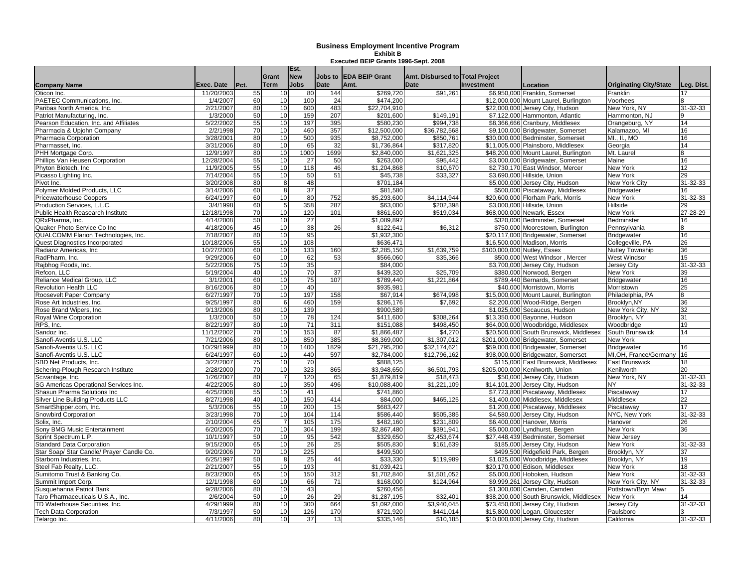# Business Employment Incentive Program

**Exhibit B**

**Executed BEIP Grants 1996-Sept. 2008**

| Company Name | Exec. Date | Pct. | Grant Term | Est. New Jobs | Jobs to Date | EDA BEIP Grant Amt. | Amt. Disbursed to Date | Total Project Investment | Location | Originating City/State | Leg. Dist. |
|---|---|---|---|---|---|---|---|---|---|---|---|
| Oticon Inc. | 11/20/2003 | 55 | 10 | 80 | 144 | $269,720 | $91,261 | $6,950,000 | Franklin, Somerset | Franklin | 17 |
| PAETEC Communications, Inc. | 1/4/2007 | 60 | 10 | 100 | 24 | $474,200 | | $12,000,000 | Mount Laurel, Burlington | Voorhees | 8 |
| Paribas North America, Inc. | 2/21/2007 | 80 | 10 | 600 | 483 | $22,704,910 | | $22,000,000 | Jersey City, Hudson | New York, NY | 31-32-33 |
| Patriot Manufacturing, Inc. | 1/3/2000 | 50 | 10 | 159 | 207 | $201,600 | $149,191 | $7,122,000 | Hammonton, Atlantic | Hammonton, NJ | 9 |
| Pearson Education, Inc. and Affiliates | 5/22/2002 | 55 | 10 | 197 | 395 | $580,230 | $994,738 | $8,366,666 | Cranbury, Middlesex | Orangeburg, NY | 14 |
| Pharmacia & Upjohn Company | 2/2/1998 | 70 | 10 | 460 | 357 | $12,500,000 | $36,782,568 | $9,100,000 | Bridgewater, Somerset | Kalamazoo, MI | 16 |
| Pharmacia Corporation | 3/28/2001 | 80 | 10 | 500 | 935 | $8,752,000 | $850,761 | $30,000,000 | Bedminster, Somerset | MI., Il., MO | 16 |
| Pharmasset, Inc. | 3/31/2006 | 80 | 10 | 65 | 32 | $1,736,864 | $317,820 | $11,005,000 | Plainsboro, Middlesex | Georgia | 14 |
| PHH Mortgage Corp. | 12/9/1997 | 80 | 10 | 1000 | 1699 | $2,840,000 | $1,621,325 | $48,200,000 | Mount Laurel, Burlington | Mt. Laurel | 8 |
| Phillips Van Heusen Corporation | 12/28/2004 | 55 | 10 | 27 | 50 | $263,000 | $95,442 | $3,000,000 | Bridgewater, Somerset | Maine | 16 |
| Phyton Biotech, Inc | 11/9/2005 | 55 | 10 | 118 | 46 | $1,204,868 | $10,670 | $2,730,170 | East Windsor, Mercer | New York | 12 |
| Picasso Lighting Inc. | 7/14/2004 | 55 | 10 | 50 | 51 | $45,738 | $33,327 | $3,690,000 | Hillside, Union | New York | 29 |
| Pivot Inc. | 3/20/2008 | 80 | 8 | 48 | | $701,184 | | $5,000,000 | Jersey City, Hudson | New York City | 31-32-33 |
| Polymer Molded Products, LLC | 3/14/2006 | 60 | 8 | 37 | | $81,580 | | $500,000 | Piscataway, Middlesex | Bridgewater | 16 |
| Pricewaterhouse Coopers | 6/24/1997 | 60 | 10 | 80 | 752 | $5,293,600 | $4,114,944 | $20,600,000 | Florham Park, Morris | New York | 31-32-33 |
| Production Services, L.L.C. | 3/4/1998 | 60 | 5 | 358 | 287 | $63,000 | $202,398 | $3,000,000 | Hillside, Union | Hillside | 29 |
| Public Health Reasearch Institute | 12/18/1998 | 70 | 10 | 120 | 101 | $861,600 | $519,034 | $68,000,000 | Newark, Essex | New York | 27-28-29 |
| QRxPharma, Inc. | 4/14/2008 | 50 | 10 | 27 | | $1,089,897 | | $320,000 | Bedminster, Somerset | Bedminster | 16 |
| Quaker Photo Service Co Inc | 4/18/2006 | 45 | 10 | 38 | 26 | $122,641 | $6,312 | $750,000 | Moorestown, Burlington | Pennsylvania | 8 |
| QUALCOMM Flarion Technologies, Inc. | 7/18/2007 | 80 | 10 | 95 | | $1,932,300 | | $20,117,000 | Bridgewater, Somerset | Bridgewater | 16 |
| Quest Diagnostics Incorporated | 10/18/2006 | 55 | 10 | 108 | | $636,471 | | $16,500,000 | Madison, Morris | Collegeville, PA | 26 |
| Radianz Americas, Inc | 10/27/2000 | 60 | 10 | 133 | 160 | $2,285,150 | $1,639,759 | $100,000,000 | Nutley, Essex | Nutley Township | 36 |
| RadPharm, Inc. | 9/29/2006 | 60 | 10 | 62 | 53 | $566,060 | $35,366 | $500,000 | West Windsor , Mercer | West Windsor | 15 |
| Rajbhog Foods, Inc. | 5/22/2006 | 75 | 10 | 35 | | $84,000 | | $3,700,000 | Jersey City, Hudson | Jersey City | 31-32-33 |
| Refcon, LLC | 5/19/2004 | 40 | 10 | 70 | 37 | $439,320 | $25,709 | $380,000 | Norwood, Bergen | New York | 39 |
| Reliance Medical Group, LLC | 3/1/2001 | 60 | 10 | 75 | 107 | $789,440 | $1,221,864 | $789,440 | Bernards, Somerset | Bridgewater | 16 |
| Revolution Health LLC | 8/16/2006 | 80 | 10 | 40 | | $935,981 | | $40,000 | Morristown, Morris | Morristown | 25 |
| Roosevelt Paper Company | 6/27/1997 | 70 | 10 | 197 | 158 | $67,914 | $674,998 | $15,000,000 | Mount Laurel, Burlington | Philadelphia, PA | 8 |
| Rose Art Industries, Inc. | 9/25/1997 | 80 | 6 | 460 | 159 | $286,176 | $7,692 | $2,200,000 | Wood-Ridge, Bergen | Brooklyn,NY | 36 |
| Rose Brand Wipers, Inc. | 9/13/2006 | 80 | 10 | 139 | | $900,589 | | $1,025,000 | Secaucus, Hudson | New York City, NY | 32 |
| Royal Wine Corporation | 1/3/2000 | 50 | 10 | 78 | 124 | $411,600 | $308,264 | $13,350,000 | Bayonne, Hudson | Brooklyn, NY | 31 |
| RPS, Inc. | 8/22/1997 | 80 | 10 | 71 | 311 | $151,088 | $498,450 | $64,000,000 | Woodbridge, Middlesex | Woodbridge | 19 |
| Sandoz Inc. | 11/12/2002 | 70 | 10 | 153 | 87 | $1,866,487 | $4,270 | $20,500,000 | South Brunswick, Middlesex | South Brunswick | 14 |
| Sanofi-Aventis U.S. LLC | 7/21/2006 | 80 | 10 | 850 | 385 | $8,369,000 | $1,307,012 | $201,000,000 | Bridgewater, Somerset | New York | |
| Sanofi-Aventis U.S. LLC | 10/29/1999 | 80 | 10 | 1400 | 1829 | $21,795,200 | $32,174,621 | $59,000,000 | Bridgewater, Somerset | Bridgewater | 16 |
| Sanofi-Aventis U.S. LLC | 6/24/1997 | 60 | 10 | 440 | 597 | $2,784,000 | $12,796,162 | $98,000,000 | Bridgewater, Somerset | MI,OH, France/Germany | 16 |
| SBD Net Products, Inc. | 3/22/2007 | 75 | 10 | 70 | | $888,125 | | $115,000 | East Brunswick, Middlesex | East Brunswick | 18 |
| Schering-Plough Research Institute | 2/28/2000 | 70 | 10 | 323 | 865 | $3,948,650 | $6,501,793 | $205,000,000 | Kenilworth, Union | Kenilworth | 20 |
| Scivantage, Inc. | 1/26/2007 | 80 | 7 | 120 | 65 | $1,879,819 | $18,473 | $50,000 | Jersey City, Hudson | New York, NY | 31-32-33 |
| SG Americas Operational Services Inc. | 4/22/2005 | 80 | 10 | 350 | 496 | $10,088,400 | $1,221,109 | $14,101,200 | Jersey City, Hudson | NY | 31-32-33 |
| Shasun Pharma Solutions Inc | 4/25/2008 | 55 | 10 | 41 | | $741,860 | | $7,723,800 | Piscataway, Middlesex | Piscataway | 17 |
| Silver Line Building Products LLC | 8/27/1998 | 40 | 10 | 150 | 414 | $84,000 | $465,125 | $1,400,000 | Middlesex, Middlesex | Middlesex | 22 |
| SmartShipper.com, Inc. | 5/3/2006 | 55 | 10 | 200 | 15 | $683,427 | | $1,200,000 | Piscataway, Middlesex | Piscataway | 17 |
| Snowbird Corporation | 3/23/1998 | 70 | 10 | 104 | 114 | $586,440 | $505,385 | $4,580,000 | Jersey City, Hudson | NYC, New York | 31-32-33 |
| Solix, Inc. | 2/10/2004 | 65 | 7 | 105 | 175 | $482,160 | $231,809 | $6,400,000 | Hanover, Morris | Hanover | 26 |
| Sony BMG Music Entertainment | 6/20/2005 | 70 | 10 | 304 | 199 | $2,867,480 | $391,941 | $5,000,000 | Lyndhurst, Bergen | New York | 36 |
| Sprint Spectrum L.P. | 10/1/1997 | 50 | 10 | 95 | 542 | $329,650 | $2,453,674 | $27,448,439 | Bedminster, Somerset | New Jersey | |
| Standard Data Corporation | 9/15/2000 | 65 | 10 | 26 | 25 | $505,830 | $161,639 | $185,000 | Jersey City, Hudson | New York | 31-32-33 |
| Star Soap/ Star Candle/ Prayer Candle Co. | 9/20/2006 | 70 | 10 | 225 | | $499,500 | | $499,500 | Ridgefield Park, Bergen | Brooklyn, NY | 37 |
| Starborn Industries, Inc. | 6/25/1997 | 50 | 8 | 25 | 44 | $33,330 | $119,989 | $1,025,000 | Woodbridge, Middlesex | Brooklyn, NY | 19 |
| Steel Fab Realty, LLC. | 2/21/2007 | 55 | 10 | 193 | | $1,039,421 | | $20,170,000 | Edison, Middlesex | New York | 18 |
| Sumitomo Trust & Banking Co. | 8/23/2000 | 65 | 10 | 150 | 312 | $1,702,840 | $1,501,052 | $5,000,000 | Hoboken, Hudson | New York | 31-32-33 |
| Summit Import Corp. | 12/1/1998 | 60 | 10 | 66 | 71 | $168,000 | $124,964 | $9,999,261 | Jersey City, Hudson | New York City, NY | 31-32-33 |
| Susquehanna Patriot Bank | 9/28/2006 | 80 | 10 | 43 | | $260,456 | | $1,300,000 | Camden, Camden | Pottstown/Bryn Mawr | 5 |
| Taro Pharmaceuticals U.S.A., Inc. | 2/6/2004 | 50 | 10 | 26 | 29 | $1,287,195 | $32,401 | $38,200,000 | South Brunswick, Middlesex | New York | 14 |
| TD Waterhouse Securities, Inc. | 4/29/1999 | 80 | 10 | 300 | 664 | $1,092,000 | $3,940,045 | $73,450,000 | Jersey City, Hudson | Jersey City | 31-32-33 |
| Tech Data Corporation | 7/3/1997 | 50 | 10 | 126 | 170 | $721,920 | $441,014 | $15,800,000 | Logan, Gloucester | Paulsboro | 3 |
| Telargo Inc. | 4/11/2006 | 80 | 10 | 37 | 13 | $335,146 | $10,185 | $10,000,000 | Jersey City, Hudson | California | 31-32-33 |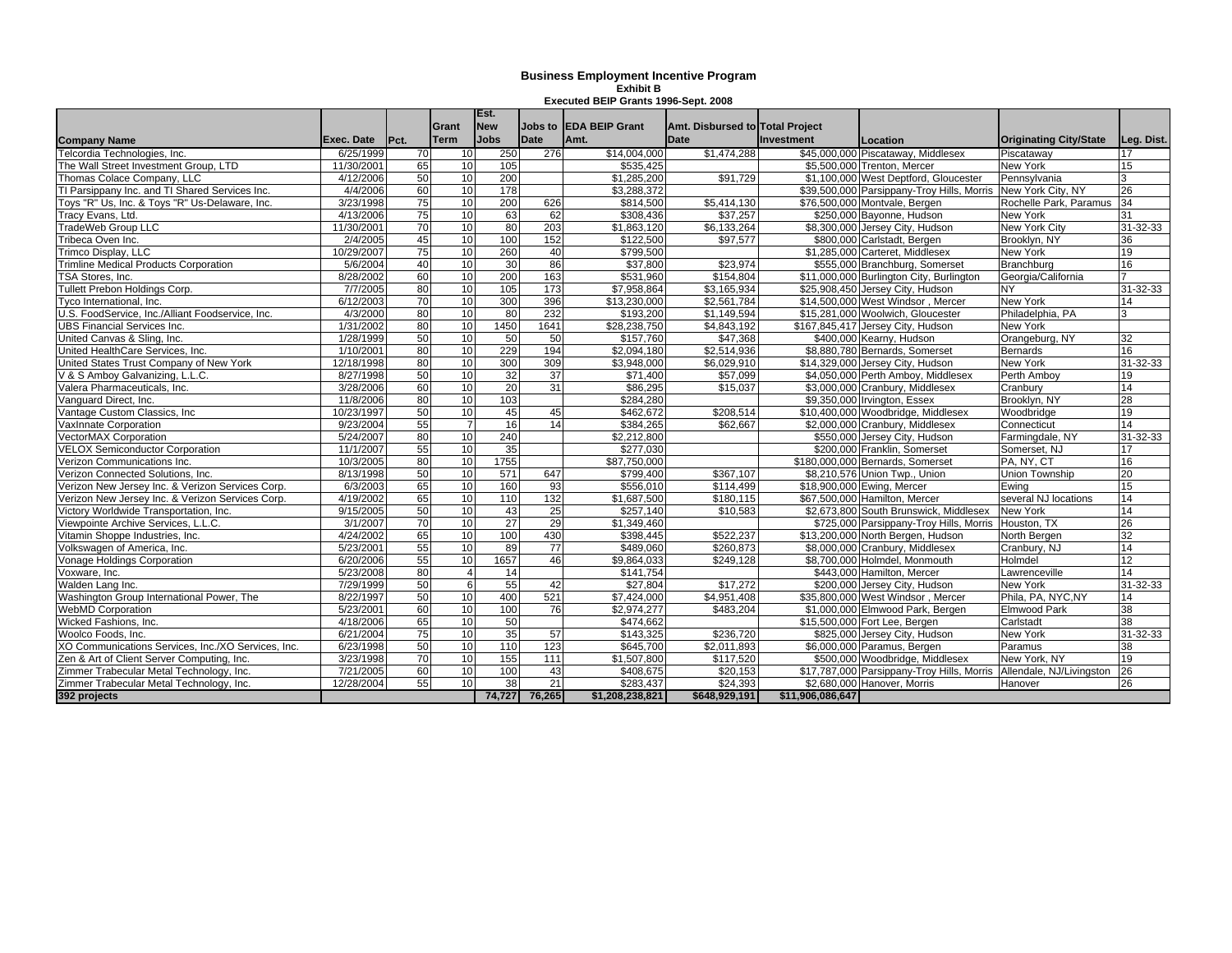**Business Employment Incentive Program**
**Exhibit B**
**Executed BEIP Grants 1996-Sept. 2008**

| Company Name | Exec. Date | Pct. | Grant Term | Est. New Jobs | Jobs to Date | EDA BEIP Grant Amt. | Amt. Disbursed to Date | Total Project Investment | Location | Originating City/State | Leg. Dist. |
|---|---|---|---|---|---|---|---|---|---|---|---|
| Telcordia Technologies, Inc. | 6/25/1999 | 70 | 10 | 250 | 276 | $14,004,000 | $1,474,288 | $45,000,000 | Piscataway, Middlesex | Piscataway | 17 |
| The Wall Street Investment Group, LTD | 11/30/2001 | 65 | 10 | 105 | | $535,425 | | $5,500,000 | Trenton, Mercer | New York | 15 |
| Thomas Colace Company, LLC | 4/12/2006 | 50 | 10 | 200 | | $1,285,200 | $91,729 | $1,100,000 | West Deptford, Gloucester | Pennsylvania | 3 |
| TI Parsippany Inc. and TI Shared Services Inc. | 4/4/2006 | 60 | 10 | 178 | | $3,288,372 | | $39,500,000 | Parsippany-Troy Hills, Morris | New York City, NY | 26 |
| Toys "R" Us, Inc. & Toys "R" Us-Delaware, Inc. | 3/23/1998 | 75 | 10 | 200 | 626 | $814,500 | $5,414,130 | $76,500,000 | Montvale, Bergen | Rochelle Park, Paramus | 34 |
| Tracy Evans, Ltd. | 4/13/2006 | 75 | 10 | 63 | 62 | $308,436 | $37,257 | $250,000 | Bayonne, Hudson | New York | 31 |
| TradeWeb Group LLC | 11/30/2001 | 70 | 10 | 80 | 203 | $1,863,120 | $6,133,264 | $8,300,000 | Jersey City, Hudson | New York City | 31-32-33 |
| Tribeca Oven Inc. | 2/4/2005 | 45 | 10 | 100 | 152 | $122,500 | $97,577 | $800,000 | Carlstadt, Bergen | Brooklyn, NY | 36 |
| Trimco Display, LLC | 10/29/2007 | 75 | 10 | 260 | 40 | $799,500 | | $1,285,000 | Carteret, Middlesex | New York | 19 |
| Trimline Medical Products Corporation | 5/6/2004 | 40 | 10 | 30 | 86 | $37,800 | $23,974 | $555,000 | Branchburg, Somerset | Branchburg | 16 |
| TSA Stores, Inc. | 8/28/2002 | 60 | 10 | 200 | 163 | $531,960 | $154,804 | $11,000,000 | Burlington City, Burlington | Georgia/California | 7 |
| Tullett Prebon Holdings Corp. | 7/7/2005 | 80 | 10 | 105 | 173 | $7,958,864 | $3,165,934 | $25,908,450 | Jersey City, Hudson | NY | 31-32-33 |
| Tyco International, Inc. | 6/12/2003 | 70 | 10 | 300 | 396 | $13,230,000 | $2,561,784 | $14,500,000 | West Windsor , Mercer | New York | 14 |
| U.S. FoodService, Inc./Alliant Foodservice, Inc. | 4/3/2000 | 80 | 10 | 80 | 232 | $193,200 | $1,149,594 | $15,281,000 | Woolwich, Gloucester | Philadelphia, PA | 3 |
| UBS Financial Services Inc. | 1/31/2002 | 80 | 10 | 1450 | 1641 | $28,238,750 | $4,843,192 | $167,845,417 | Jersey City, Hudson | New York | |
| United Canvas & Sling, Inc. | 1/28/1999 | 50 | 10 | 50 | 50 | $157,760 | $47,368 | $400,000 | Kearny, Hudson | Orangeburg, NY | 32 |
| United HealthCare Services, Inc. | 1/10/2001 | 80 | 10 | 229 | 194 | $2,094,180 | $2,514,936 | $8,880,780 | Bernards, Somerset | Bernards | 16 |
| United States Trust Company of New York | 12/18/1998 | 80 | 10 | 300 | 309 | $3,948,000 | $6,029,910 | $14,329,000 | Jersey City, Hudson | New York | 31-32-33 |
| V & S Amboy Galvanizing, L.L.C. | 8/27/1998 | 50 | 10 | 32 | 37 | $71,400 | $57,099 | $4,050,000 | Perth Amboy, Middlesex | Perth Amboy | 19 |
| Valera Pharmaceuticals, Inc. | 3/28/2006 | 60 | 10 | 20 | 31 | $86,295 | $15,037 | $3,000,000 | Cranbury, Middlesex | Cranbury | 14 |
| Vanguard Direct, Inc. | 11/8/2006 | 80 | 10 | 103 | | $284,280 | | $9,350,000 | Irvington, Essex | Brooklyn, NY | 28 |
| Vantage Custom Classics, Inc | 10/23/1997 | 50 | 10 | 45 | 45 | $462,672 | $208,514 | $10,400,000 | Woodbridge, Middlesex | Woodbridge | 19 |
| VaxInnate Corporation | 9/23/2004 | 55 | 7 | 16 | 14 | $384,265 | $62,667 | $2,000,000 | Cranbury, Middlesex | Connecticut | 14 |
| VectorMAX Corporation | 5/24/2007 | 80 | 10 | 240 | | $2,212,800 | | $550,000 | Jersey City, Hudson | Farmingdale, NY | 31-32-33 |
| VELOX Semiconductor Corporation | 11/1/2007 | 55 | 10 | 35 | | $277,030 | | $200,000 | Franklin, Somerset | Somerset, NJ | 17 |
| Verizon Communications Inc. | 10/3/2005 | 80 | 10 | 1755 | | $87,750,000 | | $180,000,000 | Bernards, Somerset | PA, NY, CT | 16 |
| Verizon Connected Solutions, Inc. | 8/13/1998 | 50 | 10 | 571 | 647 | $799,400 | $367,107 | $8,210,576 | Union Twp., Union | Union Township | 20 |
| Verizon New Jersey Inc. & Verizon Services Corp. | 6/3/2003 | 65 | 10 | 160 | 93 | $556,010 | $114,499 | $18,900,000 | Ewing, Mercer | Ewing | 15 |
| Verizon New Jersey Inc. & Verizon Services Corp. | 4/19/2002 | 65 | 10 | 110 | 132 | $1,687,500 | $180,115 | $67,500,000 | Hamilton, Mercer | several NJ locations | 14 |
| Victory Worldwide Transportation, Inc. | 9/15/2005 | 50 | 10 | 43 | 25 | $257,140 | $10,583 | $2,673,800 | South Brunswick, Middlesex | New York | 14 |
| Viewpointe Archive Services, L.L.C. | 3/1/2007 | 70 | 10 | 27 | 29 | $1,349,460 | | $725,000 | Parsippany-Troy Hills, Morris | Houston, TX | 26 |
| Vitamin Shoppe Industries, Inc. | 4/24/2002 | 65 | 10 | 100 | 430 | $398,445 | $522,237 | $13,200,000 | North Bergen, Hudson | North Bergen | 32 |
| Volkswagen of America, Inc. | 5/23/2001 | 55 | 10 | 89 | 77 | $489,060 | $260,873 | $8,000,000 | Cranbury, Middlesex | Cranbury, NJ | 14 |
| Vonage Holdings Corporation | 6/20/2006 | 55 | 10 | 1657 | 46 | $9,864,033 | $249,128 | $8,700,000 | Holmdel, Monmouth | Holmdel | 12 |
| Voxware, Inc. | 5/23/2008 | 80 | 4 | 14 | | $141,754 | | $443,000 | Hamilton, Mercer | Lawrenceville | 14 |
| Walden Lang Inc. | 7/29/1999 | 50 | 6 | 55 | 42 | $27,804 | $17,272 | $200,000 | Jersey City, Hudson | New York | 31-32-33 |
| Washington Group International Power, The | 8/22/1997 | 50 | 10 | 400 | 521 | $7,424,000 | $4,951,408 | $35,800,000 | West Windsor , Mercer | Phila, PA, NYC,NY | 14 |
| WebMD Corporation | 5/23/2001 | 60 | 10 | 100 | 76 | $2,974,277 | $483,204 | $1,000,000 | Elmwood Park, Bergen | Elmwood Park | 38 |
| Wicked Fashions, Inc. | 4/18/2006 | 65 | 10 | 50 | | $474,662 | | $15,500,000 | Fort Lee, Bergen | Carlstadt | 38 |
| Woolco Foods, Inc. | 6/21/2004 | 75 | 10 | 35 | 57 | $143,325 | $236,720 | $825,000 | Jersey City, Hudson | New York | 31-32-33 |
| XO Communications Services, Inc./XO Services, Inc. | 6/23/1998 | 50 | 10 | 110 | 123 | $645,700 | $2,011,893 | $6,000,000 | Paramus, Bergen | Paramus | 38 |
| Zen & Art of Client Server Computing, Inc. | 3/23/1998 | 70 | 10 | 155 | 111 | $1,507,800 | $117,520 | $500,000 | Woodbridge, Middlesex | New York, NY | 19 |
| Zimmer Trabecular Metal Technology, Inc. | 7/21/2005 | 60 | 10 | 100 | 43 | $408,675 | $20,153 | $17,787,000 | Parsippany-Troy Hills, Morris | Allendale, NJ/Livingston | 26 |
| Zimmer Trabecular Metal Technology, Inc. | 12/28/2004 | 55 | 10 | 38 | 21 | $283,437 | $24,393 | $2,680,000 | Hanover, Morris | Hanover | 26 |
| **392 projects** | | | | **74,727** | **76,265** | **$1,208,238,821** | **$648,929,191** | **$11,906,086,647** | | | |